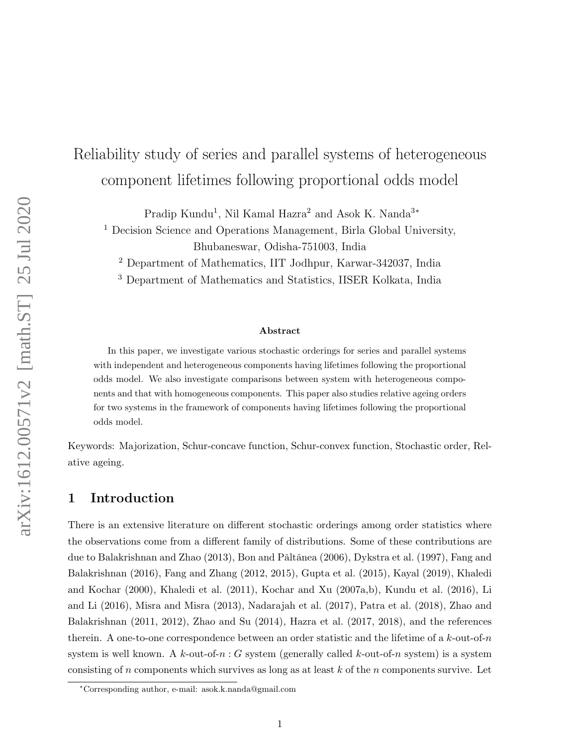# Reliability study of series and parallel systems of heterogeneous component lifetimes following proportional odds model

Pradip Kundu[1], Nil Kamal Hazra[2] and Asok K. Nanda[3*]

[1] Decision Science and Operations Management, Birla Global University, Bhubaneswar, Odisha-751003, India

[2] Department of Mathematics, IIT Jodhpur, Karwar-342037, India

[3] Department of Mathematics and Statistics, IISER Kolkata, India

### Abstract

In this paper, we investigate various stochastic orderings for series and parallel systems with independent and heterogeneous components having lifetimes following the proportional odds model. We also investigate comparisons between system with heterogeneous components and that with homogeneous components. This paper also studies relative ageing orders for two systems in the framework of components having lifetimes following the proportional odds model.

Keywords: Majorization, Schur-concave function, Schur-convex function, Stochastic order, Relative ageing.

## 1 Introduction

There is an extensive literature on different stochastic orderings among order statistics where the observations come from a different family of distributions. Some of these contributions are due to Balakrishnan and Zhao (2013), Bon and Păltănea (2006), Dykstra et al. (1997), Fang and Balakrishnan (2016), Fang and Zhang (2012, 2015), Gupta et al. (2015), Kayal (2019), Khaledi and Kochar (2000), Khaledi et al. (2011), Kochar and Xu (2007a,b), Kundu et al. (2016), Li and Li (2016), Misra and Misra (2013), Nadarajah et al. (2017), Patra et al. (2018), Zhao and Balakrishnan (2011, 2012), Zhao and Su (2014), Hazra et al. (2017, 2018), and the references therein. A one-to-one correspondence between an order statistic and the lifetime of a $k$-out-of-$n$ system is well known. A $k$-out-of-$n : G$ system (generally called $k$-out-of-$n$ system) is a system consisting of $n$ components which survives as long as at least $k$ of the $n$ components survive. Let

*Corresponding author, e-mail: asok.k.nanda@gmail.com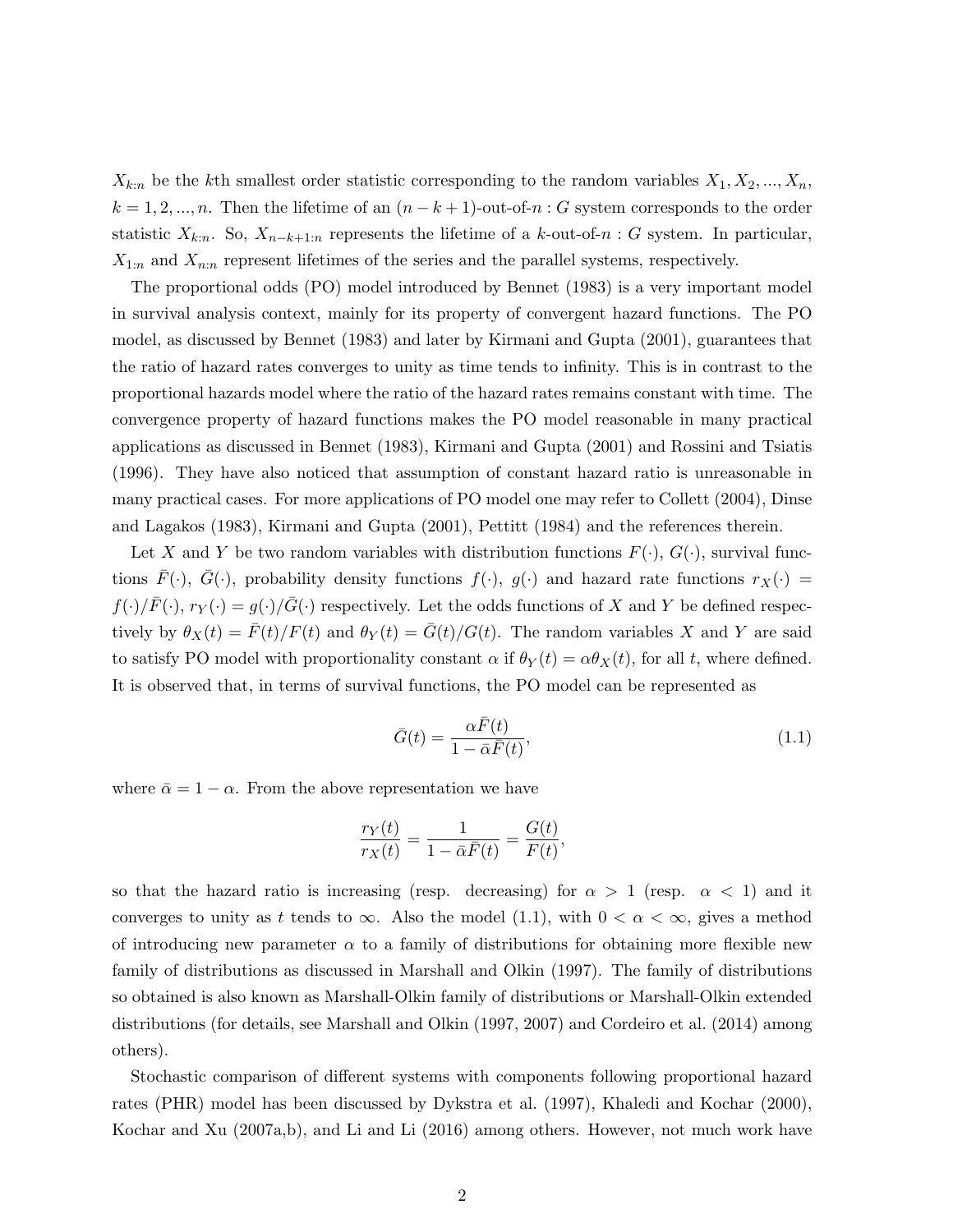$X_{k:n}$ be the $k$th smallest order statistic corresponding to the random variables $X_1, X_2, ..., X_n$, $k = 1, 2, ..., n$. Then the lifetime of an $(n-k+1)$-out-of-$n : G$ system corresponds to the order statistic $X_{k:n}$. So, $X_{n-k+1:n}$ represents the lifetime of a $k$-out-of-$n : G$ system. In particular, $X_{1:n}$ and $X_{n:n}$ represent lifetimes of the series and the parallel systems, respectively.

The proportional odds (PO) model introduced by Bennet (1983) is a very important model in survival analysis context, mainly for its property of convergent hazard functions. The PO model, as discussed by Bennet (1983) and later by Kirmani and Gupta (2001), guarantees that the ratio of hazard rates converges to unity as time tends to infinity. This is in contrast to the proportional hazards model where the ratio of the hazard rates remains constant with time. The convergence property of hazard functions makes the PO model reasonable in many practical applications as discussed in Bennet (1983), Kirmani and Gupta (2001) and Rossini and Tsiatis (1996). They have also noticed that assumption of constant hazard ratio is unreasonable in many practical cases. For more applications of PO model one may refer to Collett (2004), Dinse and Lagakos (1983), Kirmani and Gupta (2001), Pettitt (1984) and the references therein.

Let $X$ and $Y$ be two random variables with distribution functions $F(\cdot)$, $G(\cdot)$, survival functions $\bar{F}(\cdot)$, $\bar{G}(\cdot)$, probability density functions $f(\cdot)$, $g(\cdot)$ and hazard rate functions $r_X(\cdot) = f(\cdot)/\bar{F}(\cdot)$, $r_Y(\cdot) = g(\cdot)/\bar{G}(\cdot)$ respectively. Let the odds functions of $X$ and $Y$ be defined respectively by $\theta_X(t) = \bar{F}(t)/F(t)$ and $\theta_Y(t) = \bar{G}(t)/G(t)$. The random variables $X$ and $Y$ are said to satisfy PO model with proportionality constant $\alpha$ if $\theta_Y(t) = \alpha\theta_X(t)$, for all $t$, where defined. It is observed that, in terms of survival functions, the PO model can be represented as

$$\bar{G}(t) = \frac{\alpha\bar{F}(t)}{1 - \bar{\alpha}\bar{F}(t)}, \tag{1.1}$$

where $\bar{\alpha} = 1 - \alpha$. From the above representation we have

$$\frac{r_Y(t)}{r_X(t)} = \frac{1}{1 - \bar{\alpha}\bar{F}(t)} = \frac{G(t)}{F(t)},$$

so that the hazard ratio is increasing (resp. decreasing) for $\alpha > 1$ (resp. $\alpha < 1$) and it converges to unity as $t$ tends to $\infty$. Also the model (1.1), with $0 < \alpha < \infty$, gives a method of introducing new parameter $\alpha$ to a family of distributions for obtaining more flexible new family of distributions as discussed in Marshall and Olkin (1997). The family of distributions so obtained is also known as Marshall-Olkin family of distributions or Marshall-Olkin extended distributions (for details, see Marshall and Olkin (1997, 2007) and Cordeiro et al. (2014) among others).

Stochastic comparison of different systems with components following proportional hazard rates (PHR) model has been discussed by Dykstra et al. (1997), Khaledi and Kochar (2000), Kochar and Xu (2007a,b), and Li and Li (2016) among others. However, not much work have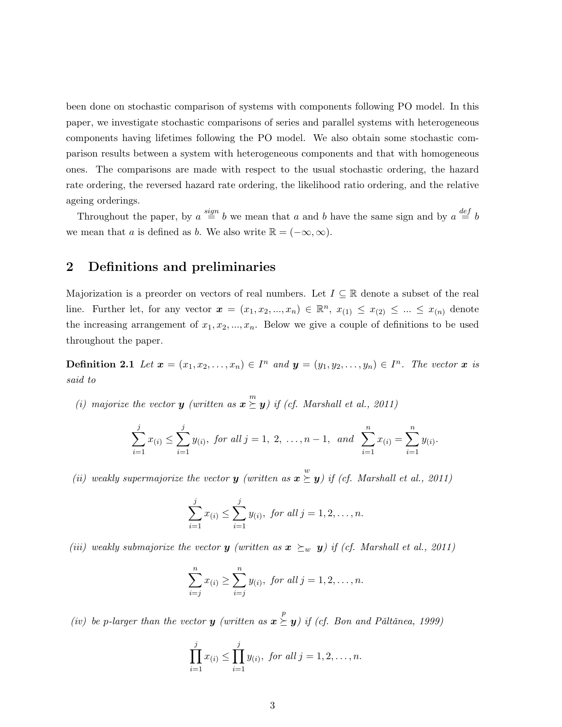been done on stochastic comparison of systems with components following PO model. In this paper, we investigate stochastic comparisons of series and parallel systems with heterogeneous components having lifetimes following the PO model. We also obtain some stochastic comparison results between a system with heterogeneous components and that with homogeneous ones. The comparisons are made with respect to the usual stochastic ordering, the hazard rate ordering, the reversed hazard rate ordering, the likelihood ratio ordering, and the relative ageing orderings.

Throughout the paper, by $a \overset{sign}{=} b$ we mean that $a$ and $b$ have the same sign and by $a \overset{def}{=} b$ we mean that $a$ is defined as $b$. We also write $\mathbb{R} = (-\infty, \infty)$.

## 2 Definitions and preliminaries

Majorization is a preorder on vectors of real numbers. Let $I \subseteq \mathbb{R}$ denote a subset of the real line. Further let, for any vector $\boldsymbol{x} = (x_1, x_2, ..., x_n) \in \mathbb{R}^n$, $x_{(1)} \leq x_{(2)} \leq ... \leq x_{(n)}$ denote the increasing arrangement of $x_1, x_2, ..., x_n$. Below we give a couple of definitions to be used throughout the paper.

**Definition 2.1** *Let $\boldsymbol{x} = (x_1, x_2, \ldots, x_n) \in I^n$ and $\boldsymbol{y} = (y_1, y_2, \ldots, y_n) \in I^n$. The vector $\boldsymbol{x}$ is said to*

*(i) majorize the vector $\boldsymbol{y}$ (written as $\boldsymbol{x} \overset{m}{\succeq} \boldsymbol{y}$) if (cf. Marshall et al., 2011)*

$$\sum_{i=1}^{j} x_{(i)} \leq \sum_{i=1}^{j} y_{(i)}, \text{ for all } j = 1,\ 2,\ \ldots, n-1, \text{ and } \sum_{i=1}^{n} x_{(i)} = \sum_{i=1}^{n} y_{(i)}.$$

*(ii) weakly supermajorize the vector $\boldsymbol{y}$ (written as $\boldsymbol{x} \overset{w}{\succeq} \boldsymbol{y}$) if (cf. Marshall et al., 2011)*

$$\sum_{i=1}^{j} x_{(i)} \leq \sum_{i=1}^{j} y_{(i)}, \text{ for all } j = 1, 2, \ldots, n.$$

*(iii) weakly submajorize the vector $\boldsymbol{y}$ (written as $\boldsymbol{x} \succeq_w \boldsymbol{y}$) if (cf. Marshall et al., 2011)*

$$\sum_{i=j}^{n} x_{(i)} \geq \sum_{i=j}^{n} y_{(i)}, \text{ for all } j = 1, 2, \ldots, n.$$

*(iv) be p-larger than the vector $\boldsymbol{y}$ (written as $\boldsymbol{x} \overset{p}{\succeq} \boldsymbol{y}$) if (cf. Bon and Păltănea, 1999)*

$$\prod_{i=1}^{j} x_{(i)} \leq \prod_{i=1}^{j} y_{(i)}, \text{ for all } j = 1, 2, \ldots, n.$$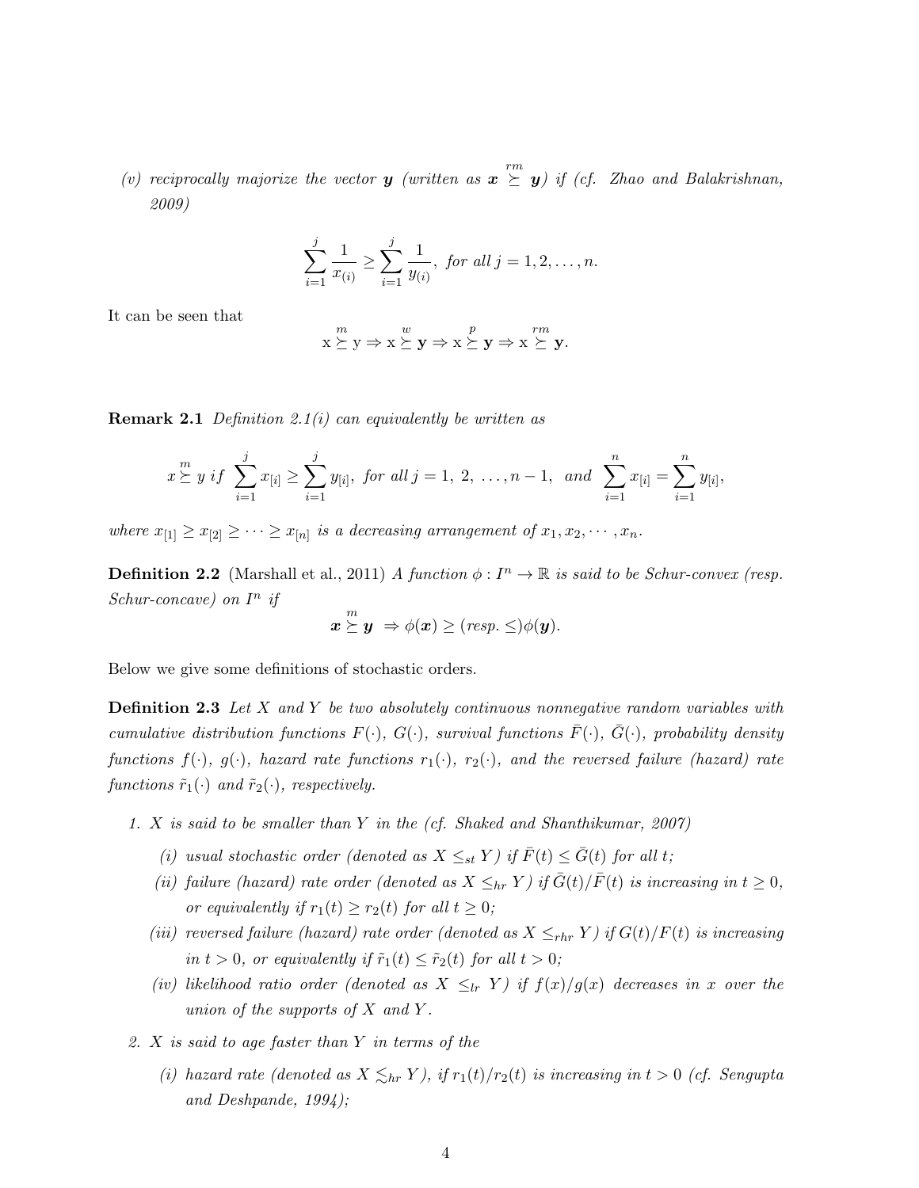(v) *reciprocally majorize the vector* $\boldsymbol{y}$ *(written as* $\boldsymbol{x} \overset{rm}{\succeq} \boldsymbol{y}$*) if (cf. Zhao and Balakrishnan, 2009)*

$$\sum_{i=1}^{j} \frac{1}{x_{(i)}} \geq \sum_{i=1}^{j} \frac{1}{y_{(i)}}, \text{ for all } j = 1, 2, \ldots, n.$$

It can be seen that

$$\mathrm{x} \overset{m}{\succeq} \mathrm{y} \Rightarrow \mathrm{x} \overset{w}{\succeq} \mathbf{y} \Rightarrow \mathrm{x} \overset{p}{\succeq} \mathbf{y} \Rightarrow \mathrm{x} \overset{rm}{\succeq} \mathbf{y}.$$

**Remark 2.1** *Definition 2.1(i) can equivalently be written as*

$$x \overset{m}{\succeq} y \text{ if } \sum_{i=1}^{j} x_{[i]} \geq \sum_{i=1}^{j} y_{[i]}, \text{ for all } j = 1,\ 2,\ \ldots, n-1, \text{ and } \sum_{i=1}^{n} x_{[i]} = \sum_{i=1}^{n} y_{[i]},$$

*where* $x_{[1]} \geq x_{[2]} \geq \cdots \geq x_{[n]}$ *is a decreasing arrangement of* $x_1, x_2, \cdots, x_n$*.*

**Definition 2.2** (Marshall et al., 2011) *A function* $\phi : I^n \to \mathbb{R}$ *is said to be Schur-convex (resp. Schur-concave) on* $I^n$ *if*

$$\boldsymbol{x} \overset{m}{\succeq} \boldsymbol{y} \ \Rightarrow \phi(\boldsymbol{x}) \geq (\text{resp.} \leq) \phi(\boldsymbol{y}).$$

Below we give some definitions of stochastic orders.

**Definition 2.3** *Let* $X$ *and* $Y$ *be two absolutely continuous nonnegative random variables with cumulative distribution functions* $F(\cdot)$*,* $G(\cdot)$*, survival functions* $\bar{F}(\cdot)$*,* $\bar{G}(\cdot)$*, probability density functions* $f(\cdot)$*,* $g(\cdot)$*, hazard rate functions* $r_1(\cdot)$*,* $r_2(\cdot)$*, and the reversed failure (hazard) rate functions* $\tilde{r}_1(\cdot)$ *and* $\tilde{r}_2(\cdot)$*, respectively.*

1. *$X$ is said to be smaller than $Y$ in the (cf. Shaked and Shanthikumar, 2007)*
   - *(i) usual stochastic order (denoted as* $X \leq_{st} Y$*) if* $\bar{F}(t) \leq \bar{G}(t)$ *for all* $t$*;*
   - *(ii) failure (hazard) rate order (denoted as* $X \leq_{hr} Y$*) if* $\bar{G}(t)/\bar{F}(t)$ *is increasing in* $t \geq 0$*, or equivalently if* $r_1(t) \geq r_2(t)$ *for all* $t \geq 0$*;*
   - *(iii) reversed failure (hazard) rate order (denoted as* $X \leq_{rhr} Y$*) if* $G(t)/F(t)$ *is increasing in* $t > 0$*, or equivalently if* $\tilde{r}_1(t) \leq \tilde{r}_2(t)$ *for all* $t > 0$*;*
   - *(iv) likelihood ratio order (denoted as* $X \leq_{lr} Y$*) if* $f(x)/g(x)$ *decreases in* $x$ *over the union of the supports of* $X$ *and* $Y$*.*
2. *$X$ is said to age faster than $Y$ in terms of the*
   - *(i) hazard rate (denoted as* $X \lesssim_{hr} Y$*), if* $r_1(t)/r_2(t)$ *is increasing in* $t > 0$ *(cf. Sengupta and Deshpande, 1994);*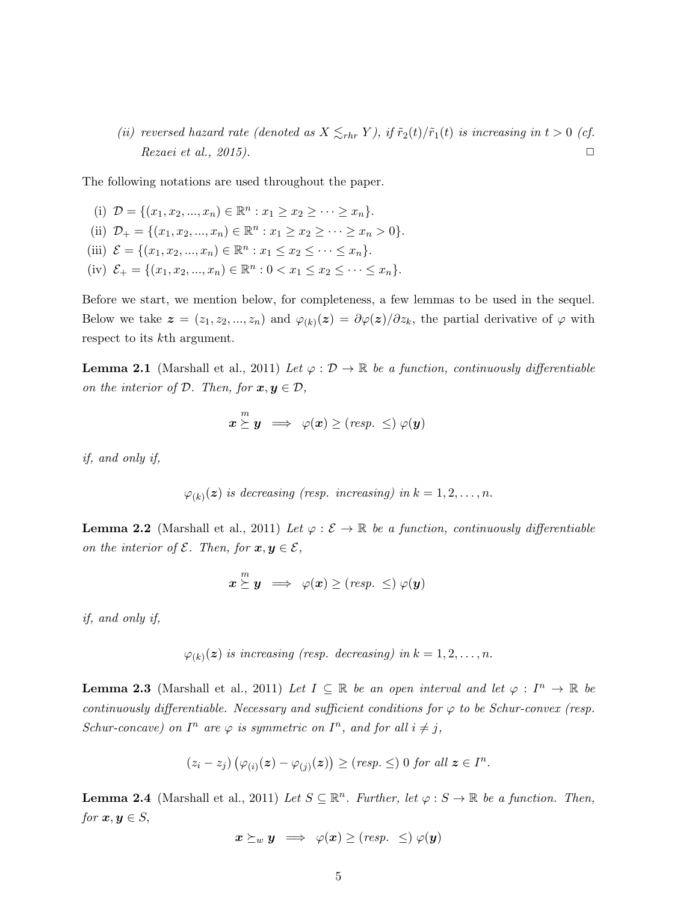*(ii) reversed hazard rate (denoted as $X \lesssim_{rhr} Y$), if $\tilde{r}_2(t)/\tilde{r}_1(t)$ is increasing in $t > 0$ (cf. Rezaei et al., 2015).* □

The following notations are used throughout the paper.

(i) $\mathcal{D} = \{(x_1, x_2, ..., x_n) \in \mathbb{R}^n : x_1 \geq x_2 \geq \cdots \geq x_n\}$.

(ii) $\mathcal{D}_+ = \{(x_1, x_2, ..., x_n) \in \mathbb{R}^n : x_1 \geq x_2 \geq \cdots \geq x_n > 0\}$.

(iii) $\mathcal{E} = \{(x_1, x_2, ..., x_n) \in \mathbb{R}^n : x_1 \leq x_2 \leq \cdots \leq x_n\}$.

(iv) $\mathcal{E}_+ = \{(x_1, x_2, ..., x_n) \in \mathbb{R}^n : 0 < x_1 \leq x_2 \leq \cdots \leq x_n\}$.

Before we start, we mention below, for completeness, a few lemmas to be used in the sequel. Below we take $\boldsymbol{z} = (z_1, z_2, ..., z_n)$ and $\varphi_{(k)}(\boldsymbol{z}) = \partial\varphi(\boldsymbol{z})/\partial z_k$, the partial derivative of $\varphi$ with respect to its $k$th argument.

**Lemma 2.1** (Marshall et al., 2011) *Let $\varphi : \mathcal{D} \to \mathbb{R}$ be a function, continuously differentiable on the interior of $\mathcal{D}$. Then, for $\boldsymbol{x}, \boldsymbol{y} \in \mathcal{D}$,*

$$\boldsymbol{x} \overset{m}{\succeq} \boldsymbol{y} \implies \varphi(\boldsymbol{x}) \geq (\text{resp. } \leq)\ \varphi(\boldsymbol{y})$$

*if, and only if,*

$$\varphi_{(k)}(\boldsymbol{z}) \text{ is decreasing (resp. increasing) in } k = 1, 2, \ldots, n.$$

**Lemma 2.2** (Marshall et al., 2011) *Let $\varphi : \mathcal{E} \to \mathbb{R}$ be a function, continuously differentiable on the interior of $\mathcal{E}$. Then, for $\boldsymbol{x}, \boldsymbol{y} \in \mathcal{E}$,*

$$\boldsymbol{x} \overset{m}{\succeq} \boldsymbol{y} \implies \varphi(\boldsymbol{x}) \geq (\text{resp. } \leq)\ \varphi(\boldsymbol{y})$$

*if, and only if,*

$$\varphi_{(k)}(\boldsymbol{z}) \text{ is increasing (resp. decreasing) in } k = 1, 2, \ldots, n.$$

**Lemma 2.3** (Marshall et al., 2011) *Let $I \subseteq \mathbb{R}$ be an open interval and let $\varphi : I^n \to \mathbb{R}$ be continuously differentiable. Necessary and sufficient conditions for $\varphi$ to be Schur-convex (resp. Schur-concave) on $I^n$ are $\varphi$ is symmetric on $I^n$, and for all $i \neq j$,*

$$(z_i - z_j)\left(\varphi_{(i)}(\boldsymbol{z}) - \varphi_{(j)}(\boldsymbol{z})\right) \geq (\text{resp. } \leq)\ 0 \text{ for all } \boldsymbol{z} \in I^n.$$

**Lemma 2.4** (Marshall et al., 2011) *Let $S \subseteq \mathbb{R}^n$. Further, let $\varphi : S \to \mathbb{R}$ be a function. Then, for $\boldsymbol{x}, \boldsymbol{y} \in S$,*

$$\boldsymbol{x} \succeq_w \boldsymbol{y} \implies \varphi(\boldsymbol{x}) \geq (\text{resp. } \leq)\ \varphi(\boldsymbol{y})$$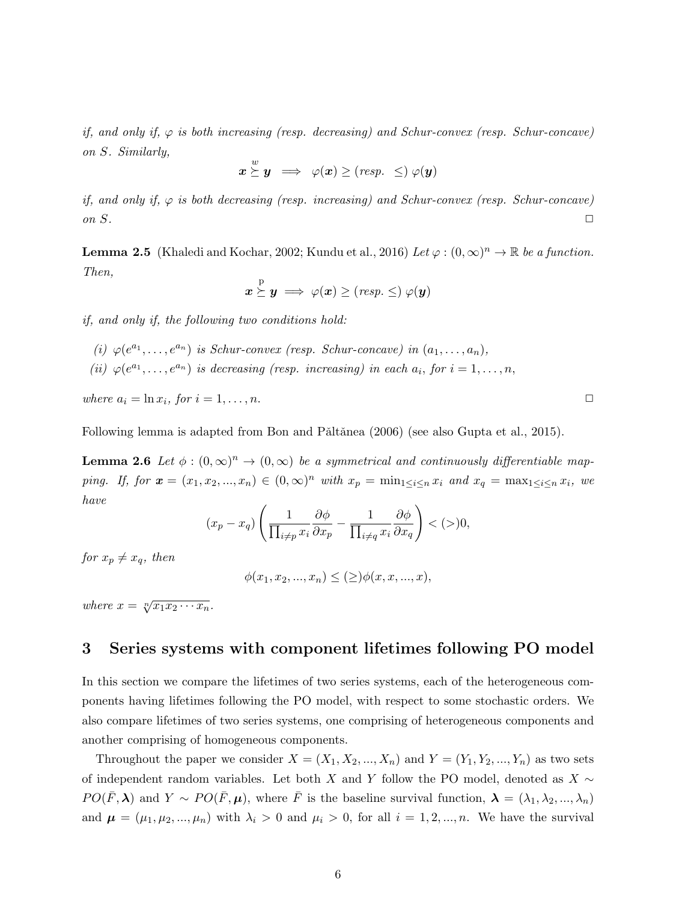*if, and only if, $\varphi$ is both increasing (resp. decreasing) and Schur-convex (resp. Schur-concave) on $S$. Similarly,*

$$\boldsymbol{x} \overset{w}{\succeq} \boldsymbol{y} \implies \varphi(\boldsymbol{x}) \geq (\textit{resp.} \ \leq) \, \varphi(\boldsymbol{y})$$

*if, and only if, $\varphi$ is both decreasing (resp. increasing) and Schur-convex (resp. Schur-concave) on $S$.* □

**Lemma 2.5** (Khaledi and Kochar, 2002; Kundu et al., 2016) *Let $\varphi : (0, \infty)^n \to \mathbb{R}$ be a function. Then,*

$$\boldsymbol{x} \overset{\text{p}}{\succeq} \boldsymbol{y} \implies \varphi(\boldsymbol{x}) \geq (\textit{resp.} \leq) \, \varphi(\boldsymbol{y})$$

*if, and only if, the following two conditions hold:*

*(i) $\varphi(e^{a_1}, \dots, e^{a_n})$ is Schur-convex (resp. Schur-concave) in $(a_1, \dots, a_n)$,*

*(ii) $\varphi(e^{a_1}, \dots, e^{a_n})$ is decreasing (resp. increasing) in each $a_i$, for $i = 1, \dots, n$,*

*where $a_i = \ln x_i$, for $i = 1, \dots, n$.* □

Following lemma is adapted from Bon and Păltănea (2006) (see also Gupta et al., 2015).

**Lemma 2.6** *Let $\phi : (0, \infty)^n \to (0, \infty)$ be a symmetrical and continuously differentiable mapping. If, for $\boldsymbol{x} = (x_1, x_2, ..., x_n) \in (0, \infty)^n$ with $x_p = \min_{1 \leq i \leq n} x_i$ and $x_q = \max_{1 \leq i \leq n} x_i$, we have*

$$(x_p - x_q) \left( \frac{1}{\prod_{i \neq p} x_i} \frac{\partial \phi}{\partial x_p} - \frac{1}{\prod_{i \neq q} x_i} \frac{\partial \phi}{\partial x_q} \right) < (>) 0,$$

*for $x_p \neq x_q$, then*

$$\phi(x_1, x_2, ..., x_n) \leq (\geq) \phi(x, x, ..., x),$$

*where $x = \sqrt[n]{x_1 x_2 \cdots x_n}$.*

## 3 Series systems with component lifetimes following PO model

In this section we compare the lifetimes of two series systems, each of the heterogeneous components having lifetimes following the PO model, with respect to some stochastic orders. We also compare lifetimes of two series systems, one comprising of heterogeneous components and another comprising of homogeneous components.

Throughout the paper we consider $X = (X_1, X_2, ..., X_n)$ and $Y = (Y_1, Y_2, ..., Y_n)$ as two sets of independent random variables. Let both $X$ and $Y$ follow the PO model, denoted as $X \sim PO(\bar{F}, \boldsymbol{\lambda})$ and $Y \sim PO(\bar{F}, \boldsymbol{\mu})$, where $\bar{F}$ is the baseline survival function, $\boldsymbol{\lambda} = (\lambda_1, \lambda_2, ..., \lambda_n)$ and $\boldsymbol{\mu} = (\mu_1, \mu_2, ..., \mu_n)$ with $\lambda_i > 0$ and $\mu_i > 0$, for all $i = 1, 2, ..., n$. We have the survival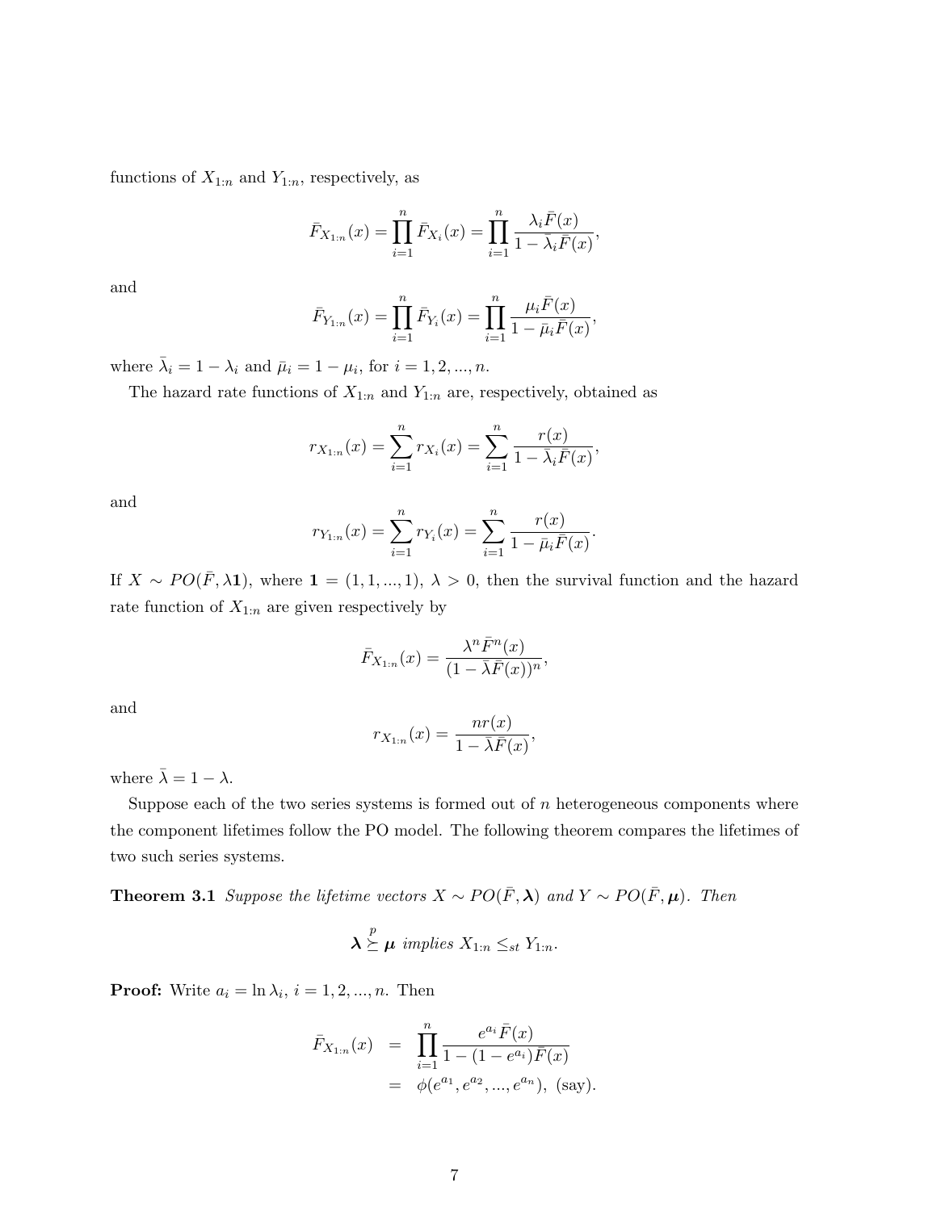functions of $X_{1:n}$ and $Y_{1:n}$, respectively, as

$$\bar{F}_{X_{1:n}}(x) = \prod_{i=1}^{n} \bar{F}_{X_i}(x) = \prod_{i=1}^{n} \frac{\lambda_i \bar{F}(x)}{1 - \bar{\lambda}_i \bar{F}(x)},$$

and

$$\bar{F}_{Y_{1:n}}(x) = \prod_{i=1}^{n} \bar{F}_{Y_i}(x) = \prod_{i=1}^{n} \frac{\mu_i \bar{F}(x)}{1 - \bar{\mu}_i \bar{F}(x)},$$

where $\bar{\lambda}_i = 1 - \lambda_i$ and $\bar{\mu}_i = 1 - \mu_i$, for $i = 1, 2, ..., n$.

The hazard rate functions of $X_{1:n}$ and $Y_{1:n}$ are, respectively, obtained as

$$r_{X_{1:n}}(x) = \sum_{i=1}^{n} r_{X_i}(x) = \sum_{i=1}^{n} \frac{r(x)}{1 - \bar{\lambda}_i \bar{F}(x)},$$

and

$$r_{Y_{1:n}}(x) = \sum_{i=1}^{n} r_{Y_i}(x) = \sum_{i=1}^{n} \frac{r(x)}{1 - \bar{\mu}_i \bar{F}(x)}.$$

If $X \sim PO(\bar{F}, \lambda \mathbf{1})$, where $\mathbf{1} = (1, 1, ..., 1)$, $\lambda > 0$, then the survival function and the hazard rate function of $X_{1:n}$ are given respectively by

$$\bar{F}_{X_{1:n}}(x) = \frac{\lambda^n \bar{F}^n(x)}{(1 - \bar{\lambda} \bar{F}(x))^n},$$

and

$$r_{X_{1:n}}(x) = \frac{n r(x)}{1 - \bar{\lambda} \bar{F}(x)},$$

where $\bar{\lambda} = 1 - \lambda$.

Suppose each of the two series systems is formed out of $n$ heterogeneous components where the component lifetimes follow the PO model. The following theorem compares the lifetimes of two such series systems.

**Theorem 3.1** *Suppose the lifetime vectors $X \sim PO(\bar{F}, \boldsymbol{\lambda})$ and $Y \sim PO(\bar{F}, \boldsymbol{\mu})$. Then*

$$\boldsymbol{\lambda} \overset{p}{\succeq} \boldsymbol{\mu} \text{ implies } X_{1:n} \leq_{st} Y_{1:n}.$$

**Proof:** Write $a_i = \ln \lambda_i$, $i = 1, 2, ..., n$. Then

$$\begin{aligned} \bar{F}_{X_{1:n}}(x) &= \prod_{i=1}^{n} \frac{e^{a_i} \bar{F}(x)}{1 - (1 - e^{a_i}) \bar{F}(x)} \\ &= \phi(e^{a_1}, e^{a_2}, ..., e^{a_n}), \text{ (say)}. \end{aligned}$$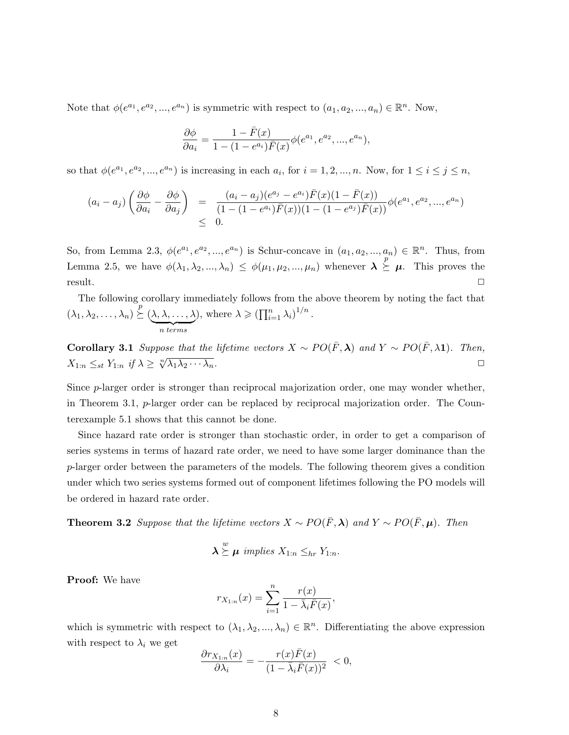Note that $\phi(e^{a_1}, e^{a_2}, ..., e^{a_n})$ is symmetric with respect to $(a_1, a_2, ..., a_n) \in \mathbb{R}^n$. Now,

$$\frac{\partial \phi}{\partial a_i} = \frac{1 - \bar{F}(x)}{1 - (1 - e^{a_i})\bar{F}(x)} \phi(e^{a_1}, e^{a_2}, ..., e^{a_n}),$$

so that $\phi(e^{a_1}, e^{a_2}, ..., e^{a_n})$ is increasing in each $a_i$, for $i = 1, 2, ..., n$. Now, for $1 \leq i \leq j \leq n$,

$$\begin{aligned}
(a_i - a_j)\left(\frac{\partial \phi}{\partial a_i} - \frac{\partial \phi}{\partial a_j}\right) &= \frac{(a_i - a_j)(e^{a_j} - e^{a_i})\bar{F}(x)(1 - \bar{F}(x))}{(1 - (1 - e^{a_i})\bar{F}(x))(1 - (1 - e^{a_j})\bar{F}(x))} \phi(e^{a_1}, e^{a_2}, ..., e^{a_n}) \\
&\leq 0.
\end{aligned}$$

So, from Lemma 2.3, $\phi(e^{a_1}, e^{a_2}, ..., e^{a_n})$ is Schur-concave in $(a_1, a_2, ..., a_n) \in \mathbb{R}^n$. Thus, from Lemma 2.5, we have $\phi(\lambda_1, \lambda_2, ..., \lambda_n) \leq \phi(\mu_1, \mu_2, ..., \mu_n)$ whenever $\boldsymbol{\lambda} \overset{p}{\succeq} \boldsymbol{\mu}$. This proves the result. $\Box$

The following corollary immediately follows from the above theorem by noting the fact that $(\lambda_1, \lambda_2, \ldots, \lambda_n) \overset{p}{\succeq} (\underbrace{\lambda, \lambda, \ldots, \lambda}_{n \text{ terms}})$, where $\lambda \geqslant (\prod_{i=1}^{n} \lambda_i)^{1/n}$.

**Corollary 3.1** *Suppose that the lifetime vectors $X \sim PO(\bar{F}, \boldsymbol{\lambda})$ and $Y \sim PO(\bar{F}, \lambda \mathbf{1})$. Then, $X_{1:n} \leq_{st} Y_{1:n}$ if $\lambda \geq \sqrt[n]{\lambda_1 \lambda_2 \cdots \lambda_n}$.* $\Box$

Since $p$-larger order is stronger than reciprocal majorization order, one may wonder whether, in Theorem 3.1, $p$-larger order can be replaced by reciprocal majorization order. The Counterexample 5.1 shows that this cannot be done.

Since hazard rate order is stronger than stochastic order, in order to get a comparison of series systems in terms of hazard rate order, we need to have some larger dominance than the $p$-larger order between the parameters of the models. The following theorem gives a condition under which two series systems formed out of component lifetimes following the PO models will be ordered in hazard rate order.

**Theorem 3.2** *Suppose that the lifetime vectors $X \sim PO(\bar{F}, \boldsymbol{\lambda})$ and $Y \sim PO(\bar{F}, \boldsymbol{\mu})$. Then*

$$\boldsymbol{\lambda} \overset{w}{\succeq} \boldsymbol{\mu} \text{ implies } X_{1:n} \leq_{hr} Y_{1:n}.$$

**Proof:** We have

$$r_{X_{1:n}}(x) = \sum_{i=1}^{n} \frac{r(x)}{1 - \bar{\lambda}_i \bar{F}(x)},$$

which is symmetric with respect to $(\lambda_1, \lambda_2, ..., \lambda_n) \in \mathbb{R}^n$. Differentiating the above expression with respect to $\lambda_i$ we get

$$\frac{\partial r_{X_{1:n}}(x)}{\partial \lambda_i} = -\frac{r(x)\bar{F}(x)}{(1 - \bar{\lambda}_i \bar{F}(x))^2} < 0,$$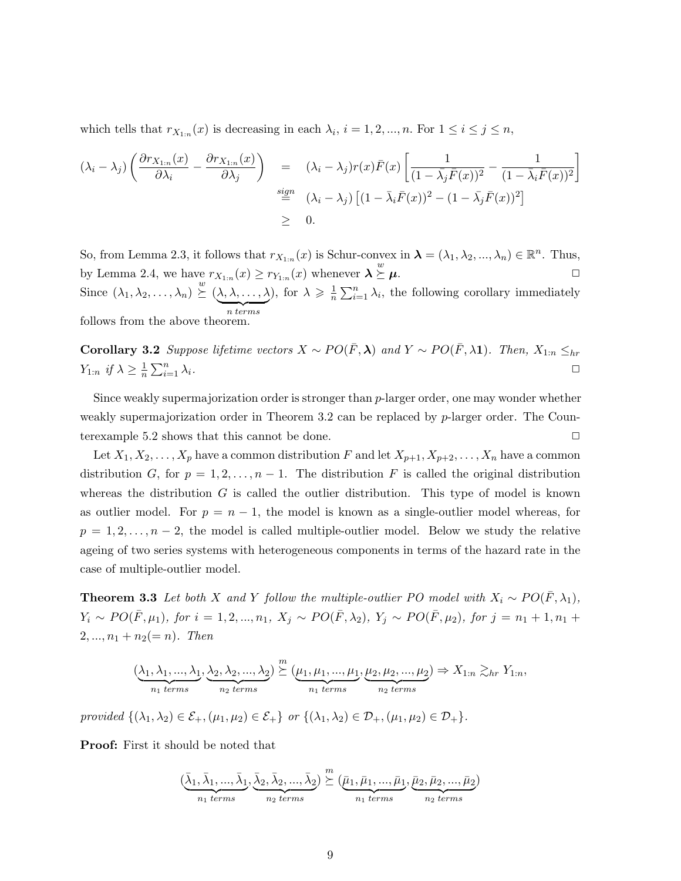which tells that $r_{X_{1:n}}(x)$ is decreasing in each $\lambda_i$, $i = 1, 2, ..., n$. For $1 \leq i \leq j \leq n$,

$$
\begin{aligned}
(\lambda_i - \lambda_j)\left(\frac{\partial r_{X_{1:n}}(x)}{\partial \lambda_i} - \frac{\partial r_{X_{1:n}}(x)}{\partial \lambda_j}\right) &= (\lambda_i - \lambda_j) r(x)\bar{F}(x)\left[\frac{1}{(1-\bar{\lambda}_j\bar{F}(x))^2} - \frac{1}{(1-\bar{\lambda}_i\bar{F}(x))^2}\right] \\
&\overset{sign}{=} (\lambda_i - \lambda_j)\left[(1-\bar{\lambda}_i\bar{F}(x))^2 - (1-\bar{\lambda}_j\bar{F}(x))^2\right] \\
&\geq 0.
\end{aligned}
$$

So, from Lemma 2.3, it follows that $r_{X_{1:n}}(x)$ is Schur-convex in $\boldsymbol{\lambda} = (\lambda_1, \lambda_2, ..., \lambda_n) \in \mathbb{R}^n$. Thus, by Lemma 2.4, we have $r_{X_{1:n}}(x) \geq r_{Y_{1:n}}(x)$ whenever $\boldsymbol{\lambda} \overset{w}{\succeq} \boldsymbol{\mu}$. $\Box$

Since $(\lambda_1, \lambda_2, \ldots, \lambda_n) \overset{w}{\succeq} (\underbrace{\lambda, \lambda, \ldots, \lambda}_{n\ terms})$, for $\lambda \geqslant \frac{1}{n}\sum_{i=1}^n \lambda_i$, the following corollary immediately follows from the above theorem.

**Corollary 3.2** *Suppose lifetime vectors $X \sim PO(\bar{F}, \boldsymbol{\lambda})$ and $Y \sim PO(\bar{F}, \lambda\mathbf{1})$. Then, $X_{1:n} \leq_{hr} Y_{1:n}$ if $\lambda \geq \frac{1}{n}\sum_{i=1}^n \lambda_i$.* $\Box$

Since weakly supermajorization order is stronger than $p$-larger order, one may wonder whether weakly supermajorization order in Theorem 3.2 can be replaced by $p$-larger order. The Counterexample 5.2 shows that this cannot be done. $\Box$

Let $X_1, X_2, \ldots, X_p$ have a common distribution $F$ and let $X_{p+1}, X_{p+2}, \ldots, X_n$ have a common distribution $G$, for $p = 1, 2, \ldots, n-1$. The distribution $F$ is called the original distribution whereas the distribution $G$ is called the outlier distribution. This type of model is known as outlier model. For $p = n-1$, the model is known as a single-outlier model whereas, for $p = 1, 2, \ldots, n-2$, the model is called multiple-outlier model. Below we study the relative ageing of two series systems with heterogeneous components in terms of the hazard rate in the case of multiple-outlier model.

**Theorem 3.3** *Let both $X$ and $Y$ follow the multiple-outlier PO model with $X_i \sim PO(\bar{F}, \lambda_1)$, $Y_i \sim PO(\bar{F}, \mu_1)$, for $i = 1, 2, ..., n_1$, $X_j \sim PO(\bar{F}, \lambda_2)$, $Y_j \sim PO(\bar{F}, \mu_2)$, for $j = n_1+1, n_1+2, ..., n_1+n_2 (= n)$. Then*

$$
(\underbrace{\lambda_1, \lambda_1, ..., \lambda_1}_{n_1\ terms}, \underbrace{\lambda_2, \lambda_2, ..., \lambda_2}_{n_2\ terms}) \overset{m}{\succeq} (\underbrace{\mu_1, \mu_1, ..., \mu_1}_{n_1\ terms}, \underbrace{\mu_2, \mu_2, ..., \mu_2}_{n_2\ terms}) \Rightarrow X_{1:n} \gtrsim_{hr} Y_{1:n},
$$

*provided $\{(\lambda_1, \lambda_2) \in \mathcal{E}_+, (\mu_1, \mu_2) \in \mathcal{E}_+\}$ or $\{(\lambda_1, \lambda_2) \in \mathcal{D}_+, (\mu_1, \mu_2) \in \mathcal{D}_+\}$.*

**Proof:** First it should be noted that

$$
(\underbrace{\bar{\lambda}_1, \bar{\lambda}_1, ..., \bar{\lambda}_1}_{n_1\ terms}, \underbrace{\bar{\lambda}_2, \bar{\lambda}_2, ..., \bar{\lambda}_2}_{n_2\ terms}) \overset{m}{\succeq} (\underbrace{\bar{\mu}_1, \bar{\mu}_1, ..., \bar{\mu}_1}_{n_1\ terms}, \underbrace{\bar{\mu}_2, \bar{\mu}_2, ..., \bar{\mu}_2}_{n_2\ terms})
$$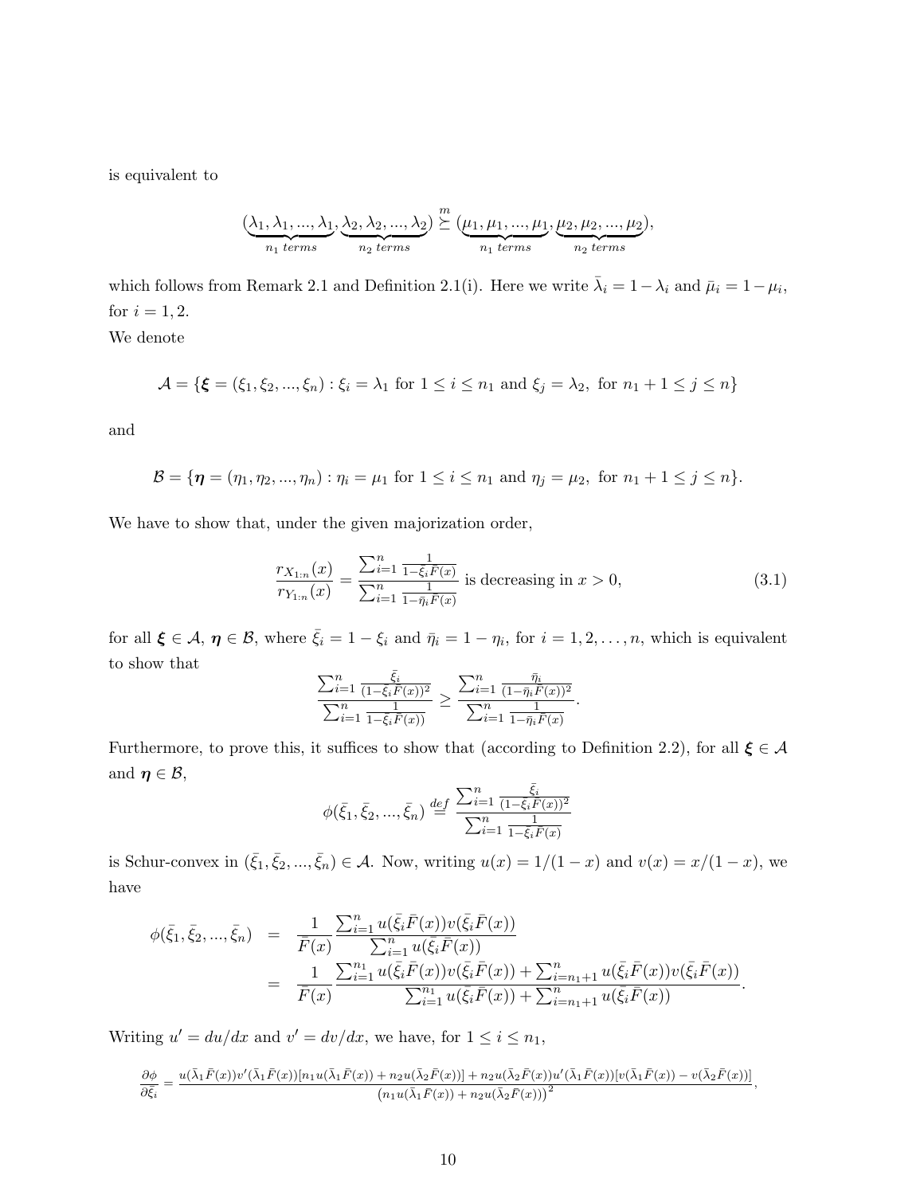is equivalent to

$$(\underbrace{\lambda_1, \lambda_1, ..., \lambda_1}_{n_1 \ terms}, \underbrace{\lambda_2, \lambda_2, ..., \lambda_2}_{n_2 \ terms}) \overset{m}{\succeq} (\underbrace{\mu_1, \mu_1, ..., \mu_1}_{n_1 \ terms}, \underbrace{\mu_2, \mu_2, ..., \mu_2}_{n_2 \ terms}),$$

which follows from Remark 2.1 and Definition 2.1(i). Here we write $\bar{\lambda}_i = 1 - \lambda_i$ and $\bar{\mu}_i = 1 - \mu_i$, for $i = 1, 2$.

We denote

$$\mathcal{A} = \{\boldsymbol{\xi} = (\xi_1, \xi_2, ..., \xi_n) : \xi_i = \lambda_1 \text{ for } 1 \leq i \leq n_1 \text{ and } \xi_j = \lambda_2, \text{ for } n_1 + 1 \leq j \leq n\}$$

and

$$\mathcal{B} = \{\boldsymbol{\eta} = (\eta_1, \eta_2, ..., \eta_n) : \eta_i = \mu_1 \text{ for } 1 \leq i \leq n_1 \text{ and } \eta_j = \mu_2, \text{ for } n_1 + 1 \leq j \leq n\}.$$

We have to show that, under the given majorization order,

$$\frac{r_{X_{1:n}}(x)}{r_{Y_{1:n}}(x)} = \frac{\sum_{i=1}^{n} \frac{1}{1 - \bar{\xi}_i \bar{F}(x)}}{\sum_{i=1}^{n} \frac{1}{1 - \bar{\eta}_i \bar{F}(x)}} \text{ is decreasing in } x > 0, \tag{3.1}$$

for all $\boldsymbol{\xi} \in \mathcal{A}$, $\boldsymbol{\eta} \in \mathcal{B}$, where $\bar{\xi}_i = 1 - \xi_i$ and $\bar{\eta}_i = 1 - \eta_i$, for $i = 1, 2, \ldots, n$, which is equivalent to show that

$$\frac{\sum_{i=1}^{n} \frac{\bar{\xi}_i}{(1 - \bar{\xi}_i \bar{F}(x))^2}}{\sum_{i=1}^{n} \frac{1}{1 - \bar{\xi}_i \bar{F}(x))}} \geq \frac{\sum_{i=1}^{n} \frac{\bar{\eta}_i}{(1 - \bar{\eta}_i \bar{F}(x))^2}}{\sum_{i=1}^{n} \frac{1}{1 - \bar{\eta}_i \bar{F}(x)}}.$$

Furthermore, to prove this, it suffices to show that (according to Definition 2.2), for all $\boldsymbol{\xi} \in \mathcal{A}$ and $\boldsymbol{\eta} \in \mathcal{B}$,

$$\phi(\bar{\xi}_1, \bar{\xi}_2, ..., \bar{\xi}_n) \overset{def}{=} \frac{\sum_{i=1}^{n} \frac{\bar{\xi}_i}{(1 - \bar{\xi}_i \bar{F}(x))^2}}{\sum_{i=1}^{n} \frac{1}{1 - \bar{\xi}_i \bar{F}(x)}}$$

is Schur-convex in $(\bar{\xi}_1, \bar{\xi}_2, ..., \bar{\xi}_n) \in \mathcal{A}$. Now, writing $u(x) = 1/(1 - x)$ and $v(x) = x/(1 - x)$, we have

$$\begin{aligned} \phi(\bar{\xi}_1, \bar{\xi}_2, ..., \bar{\xi}_n) &= \frac{1}{\bar{F}(x)} \frac{\sum_{i=1}^{n} u(\bar{\xi}_i \bar{F}(x)) v(\bar{\xi}_i \bar{F}(x))}{\sum_{i=1}^{n} u(\bar{\xi}_i \bar{F}(x))} \\ &= \frac{1}{\bar{F}(x)} \frac{\sum_{i=1}^{n_1} u(\bar{\xi}_i \bar{F}(x)) v(\bar{\xi}_i \bar{F}(x)) + \sum_{i=n_1+1}^{n} u(\bar{\xi}_i \bar{F}(x)) v(\bar{\xi}_i \bar{F}(x))}{\sum_{i=1}^{n_1} u(\bar{\xi}_i \bar{F}(x)) + \sum_{i=n_1+1}^{n} u(\bar{\xi}_i \bar{F}(x))}. \end{aligned}$$

Writing $u' = du/dx$ and $v' = dv/dx$, we have, for $1 \leq i \leq n_1$,

$$\frac{\partial \phi}{\partial \bar{\xi}_i} = \frac{u(\bar{\lambda}_1 \bar{F}(x)) v'(\bar{\lambda}_1 \bar{F}(x)) [n_1 u(\bar{\lambda}_1 \bar{F}(x)) + n_2 u(\bar{\lambda}_2 \bar{F}(x))] + n_2 u(\bar{\lambda}_2 \bar{F}(x)) u'(\bar{\lambda}_1 \bar{F}(x)) [v(\bar{\lambda}_1 \bar{F}(x)) - v(\bar{\lambda}_2 \bar{F}(x))]}{\left(n_1 u(\bar{\lambda}_1 \bar{F}(x)) + n_2 u(\bar{\lambda}_2 \bar{F}(x))\right)^2},$$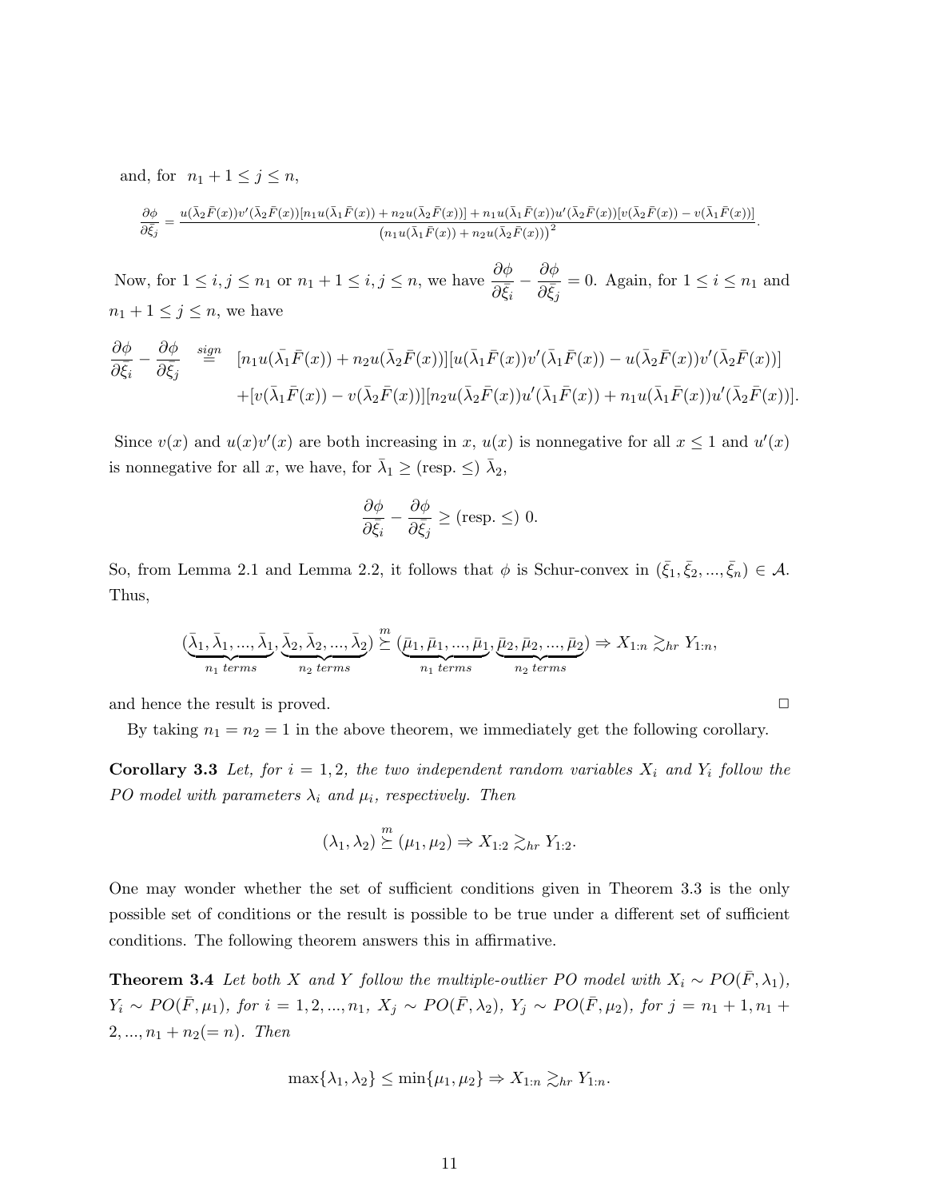and, for $n_1 + 1 \leq j \leq n$,

$$\frac{\partial \phi}{\partial \bar{\xi}_j} = \frac{u(\bar{\lambda}_2 \bar{F}(x))v'(\bar{\lambda}_2 \bar{F}(x))[n_1 u(\bar{\lambda}_1 \bar{F}(x)) + n_2 u(\bar{\lambda}_2 \bar{F}(x))] + n_1 u(\bar{\lambda}_1 \bar{F}(x))u'(\bar{\lambda}_2 \bar{F}(x))[v(\bar{\lambda}_2 \bar{F}(x)) - v(\bar{\lambda}_1 \bar{F}(x))]}{\left(n_1 u(\bar{\lambda}_1 \bar{F}(x)) + n_2 u(\bar{\lambda}_2 \bar{F}(x))\right)^2}.$$

Now, for $1 \leq i, j \leq n_1$ or $n_1 + 1 \leq i, j \leq n$, we have $\dfrac{\partial \phi}{\partial \bar{\xi}_i} - \dfrac{\partial \phi}{\partial \bar{\xi}_j} = 0$. Again, for $1 \leq i \leq n_1$ and $n_1 + 1 \leq j \leq n$, we have

$$\begin{aligned}\frac{\partial \phi}{\partial \bar{\xi}_i} - \frac{\partial \phi}{\partial \bar{\xi}_j} \overset{sign}{=} \; & [n_1 u(\bar{\lambda}_1 \bar{F}(x)) + n_2 u(\bar{\lambda}_2 \bar{F}(x))][u(\bar{\lambda}_1 \bar{F}(x))v'(\bar{\lambda}_1 \bar{F}(x)) - u(\bar{\lambda}_2 \bar{F}(x))v'(\bar{\lambda}_2 \bar{F}(x))] \\ & + [v(\bar{\lambda}_1 \bar{F}(x)) - v(\bar{\lambda}_2 \bar{F}(x))][n_2 u(\bar{\lambda}_2 \bar{F}(x))u'(\bar{\lambda}_1 \bar{F}(x)) + n_1 u(\bar{\lambda}_1 \bar{F}(x))u'(\bar{\lambda}_2 \bar{F}(x))].\end{aligned}$$

Since $v(x)$ and $u(x)v'(x)$ are both increasing in $x$, $u(x)$ is nonnegative for all $x \leq 1$ and $u'(x)$ is nonnegative for all $x$, we have, for $\bar{\lambda}_1 \geq$ (resp. $\leq$) $\bar{\lambda}_2$,

$$\frac{\partial \phi}{\partial \bar{\xi}_i} - \frac{\partial \phi}{\partial \bar{\xi}_j} \geq \text{(resp. } \leq \text{) } 0.$$

So, from Lemma 2.1 and Lemma 2.2, it follows that $\phi$ is Schur-convex in $(\bar{\xi}_1, \bar{\xi}_2, ..., \bar{\xi}_n) \in \mathcal{A}$. Thus,

$$(\underbrace{\bar{\lambda}_1, \bar{\lambda}_1, ..., \bar{\lambda}_1}_{n_1 \; terms}, \underbrace{\bar{\lambda}_2, \bar{\lambda}_2, ..., \bar{\lambda}_2}_{n_2 \; terms}) \overset{m}{\succeq} (\underbrace{\bar{\mu}_1, \bar{\mu}_1, ..., \bar{\mu}_1}_{n_1 \; terms}, \underbrace{\bar{\mu}_2, \bar{\mu}_2, ..., \bar{\mu}_2}_{n_2 \; terms}) \Rightarrow X_{1:n} \gtrsim_{hr} Y_{1:n},$$

and hence the result is proved. $\square$

By taking $n_1 = n_2 = 1$ in the above theorem, we immediately get the following corollary.

**Corollary 3.3** *Let, for $i = 1, 2$, the two independent random variables $X_i$ and $Y_i$ follow the PO model with parameters $\lambda_i$ and $\mu_i$, respectively. Then*

$$(\lambda_1, \lambda_2) \overset{m}{\succeq} (\mu_1, \mu_2) \Rightarrow X_{1:2} \gtrsim_{hr} Y_{1:2}.$$

One may wonder whether the set of sufficient conditions given in Theorem 3.3 is the only possible set of conditions or the result is possible to be true under a different set of sufficient conditions. The following theorem answers this in affirmative.

**Theorem 3.4** *Let both $X$ and $Y$ follow the multiple-outlier PO model with $X_i \sim PO(\bar{F}, \lambda_1)$, $Y_i \sim PO(\bar{F}, \mu_1)$, for $i = 1, 2, ..., n_1$, $X_j \sim PO(\bar{F}, \lambda_2)$, $Y_j \sim PO(\bar{F}, \mu_2)$, for $j = n_1 + 1, n_1 + 2, ..., n_1 + n_2 (= n)$. Then*

$$\max\{\lambda_1, \lambda_2\} \leq \min\{\mu_1, \mu_2\} \Rightarrow X_{1:n} \gtrsim_{hr} Y_{1:n}.$$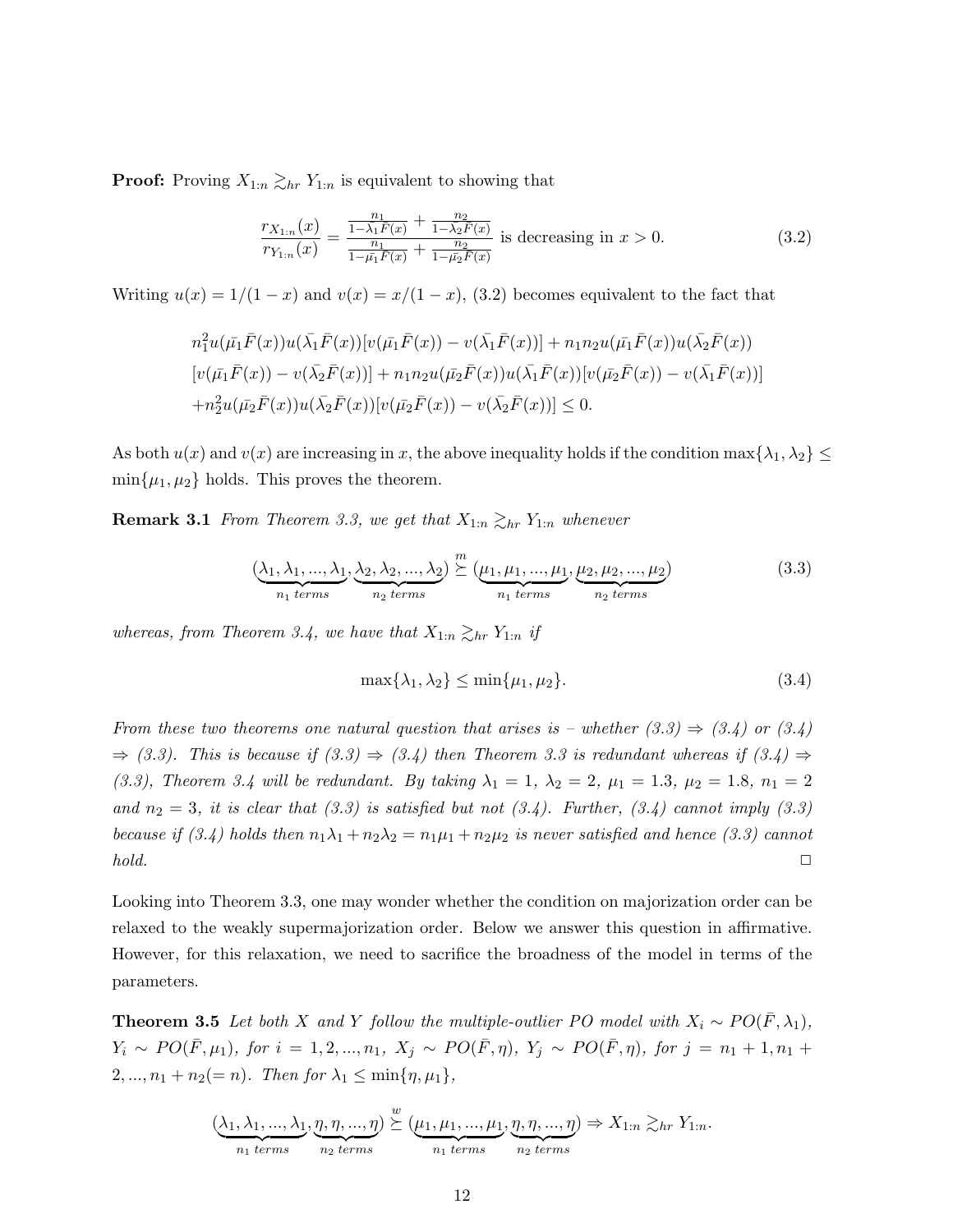**Proof:** Proving $X_{1:n} \gtrsim_{hr} Y_{1:n}$ is equivalent to showing that

$$\frac{r_{X_{1:n}}(x)}{r_{Y_{1:n}}(x)} = \frac{\frac{n_1}{1-\bar{\lambda_1}\bar{F}(x)} + \frac{n_2}{1-\bar{\lambda_2}\bar{F}(x)}}{\frac{n_1}{1-\bar{\mu_1}\bar{F}(x)} + \frac{n_2}{1-\bar{\mu_2}\bar{F}(x)}} \text{ is decreasing in } x > 0. \tag{3.2}$$

Writing $u(x) = 1/(1-x)$ and $v(x) = x/(1-x)$, (3.2) becomes equivalent to the fact that

$$\begin{aligned}
&n_1^2 u(\bar{\mu_1}\bar{F}(x))u(\bar{\lambda_1}\bar{F}(x))[v(\bar{\mu_1}\bar{F}(x)) - v(\bar{\lambda_1}\bar{F}(x))] + n_1 n_2 u(\bar{\mu_1}\bar{F}(x))u(\bar{\lambda_2}\bar{F}(x))\\
&[v(\bar{\mu_1}\bar{F}(x)) - v(\bar{\lambda_2}\bar{F}(x))] + n_1 n_2 u(\bar{\mu_2}\bar{F}(x))u(\bar{\lambda_1}\bar{F}(x))[v(\bar{\mu_2}\bar{F}(x)) - v(\bar{\lambda_1}\bar{F}(x))]\\
&+n_2^2 u(\bar{\mu_2}\bar{F}(x))u(\bar{\lambda_2}\bar{F}(x))[v(\bar{\mu_2}\bar{F}(x)) - v(\bar{\lambda_2}\bar{F}(x))] \leq 0.
\end{aligned}$$

As both $u(x)$ and $v(x)$ are increasing in $x$, the above inequality holds if the condition $\max\{\lambda_1, \lambda_2\} \leq \min\{\mu_1, \mu_2\}$ holds. This proves the theorem.

**Remark 3.1** *From Theorem 3.3, we get that $X_{1:n} \gtrsim_{hr} Y_{1:n}$ whenever*

$$(\underbrace{\lambda_1, \lambda_1, ..., \lambda_1}_{n_1 \text{ terms}}, \underbrace{\lambda_2, \lambda_2, ..., \lambda_2}_{n_2 \text{ terms}}) \overset{m}{\succeq} (\underbrace{\mu_1, \mu_1, ..., \mu_1}_{n_1 \text{ terms}}, \underbrace{\mu_2, \mu_2, ..., \mu_2}_{n_2 \text{ terms}}) \tag{3.3}$$

*whereas, from Theorem 3.4, we have that $X_{1:n} \gtrsim_{hr} Y_{1:n}$ if*

$$\max\{\lambda_1, \lambda_2\} \leq \min\{\mu_1, \mu_2\}. \tag{3.4}$$

*From these two theorems one natural question that arises is – whether (3.3) $\Rightarrow$ (3.4) or (3.4) $\Rightarrow$ (3.3). This is because if (3.3) $\Rightarrow$ (3.4) then Theorem 3.3 is redundant whereas if (3.4) $\Rightarrow$ (3.3), Theorem 3.4 will be redundant. By taking $\lambda_1 = 1$, $\lambda_2 = 2$, $\mu_1 = 1.3$, $\mu_2 = 1.8$, $n_1 = 2$ and $n_2 = 3$, it is clear that (3.3) is satisfied but not (3.4). Further, (3.4) cannot imply (3.3) because if (3.4) holds then $n_1\lambda_1 + n_2\lambda_2 = n_1\mu_1 + n_2\mu_2$ is never satisfied and hence (3.3) cannot hold.* $\Box$

Looking into Theorem 3.3, one may wonder whether the condition on majorization order can be relaxed to the weakly supermajorization order. Below we answer this question in affirmative. However, for this relaxation, we need to sacrifice the broadness of the model in terms of the parameters.

**Theorem 3.5** *Let both $X$ and $Y$ follow the multiple-outlier PO model with $X_i \sim PO(\bar{F}, \lambda_1)$, $Y_i \sim PO(\bar{F}, \mu_1)$, for $i = 1, 2, ..., n_1$, $X_j \sim PO(\bar{F}, \eta)$, $Y_j \sim PO(\bar{F}, \eta)$, for $j = n_1 + 1, n_1 + 2, ..., n_1 + n_2 (= n)$. Then for $\lambda_1 \leq \min\{\eta, \mu_1\}$,*

$$(\underbrace{\lambda_1, \lambda_1, ..., \lambda_1}_{n_1 \text{ terms}}, \underbrace{\eta, \eta, ..., \eta}_{n_2 \text{ terms}}) \overset{w}{\succeq} (\underbrace{\mu_1, \mu_1, ..., \mu_1}_{n_1 \text{ terms}}, \underbrace{\eta, \eta, ..., \eta}_{n_2 \text{ terms}}) \Rightarrow X_{1:n} \gtrsim_{hr} Y_{1:n}.$$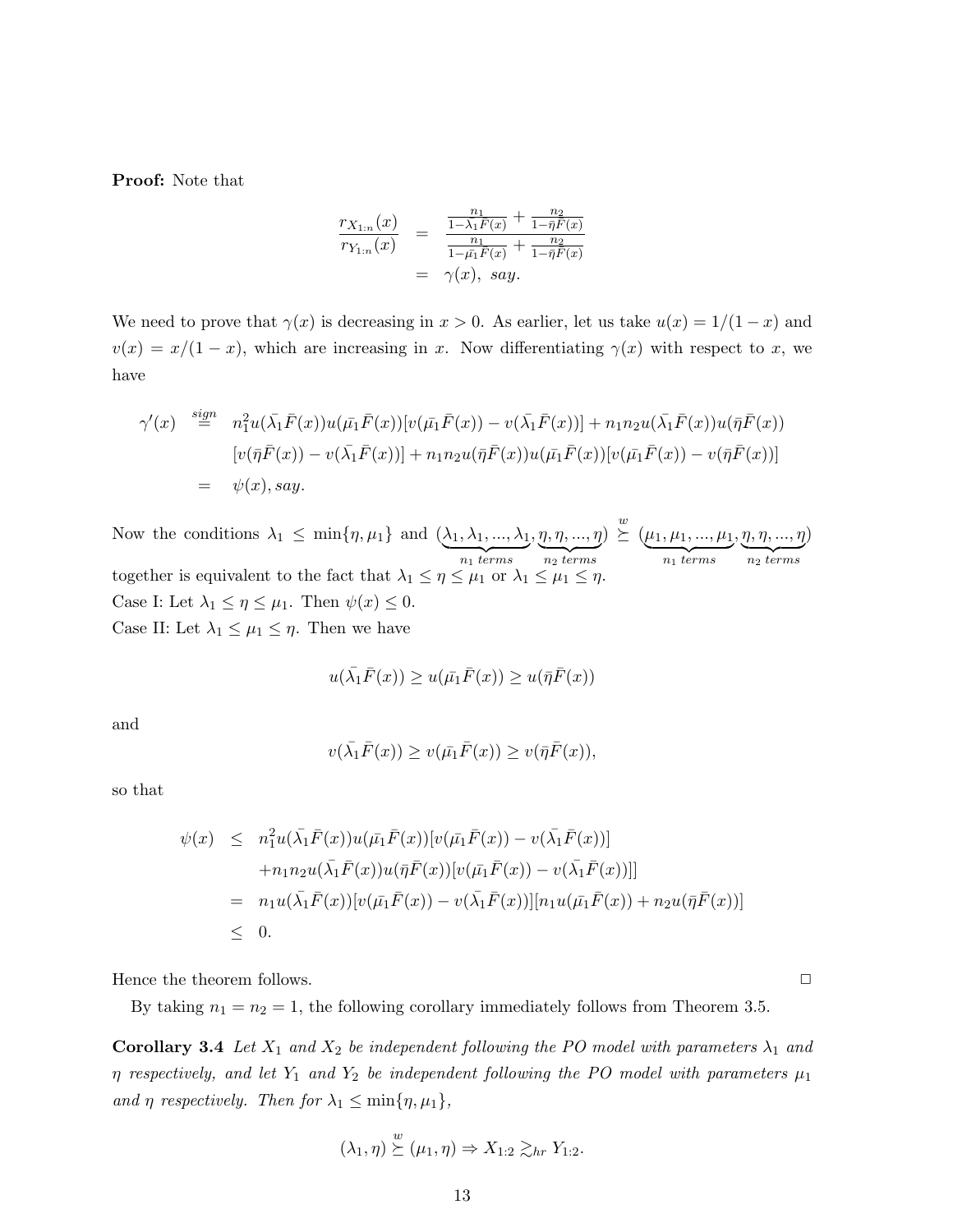**Proof:** Note that

$$
\begin{aligned}
\frac{r_{X_{1:n}}(x)}{r_{Y_{1:n}}(x)} &= \frac{\frac{n_1}{1-\bar{\lambda_1}\bar{F}(x)}+\frac{n_2}{1-\bar{\eta}\bar{F}(x)}}{\frac{n_1}{1-\bar{\mu_1}\bar{F}(x)}+\frac{n_2}{1-\bar{\eta}\bar{F}(x)}} \\
&= \gamma(x),\ say.
\end{aligned}
$$

We need to prove that $\gamma(x)$ is decreasing in $x>0$. As earlier, let us take $u(x)=1/(1-x)$ and $v(x)=x/(1-x)$, which are increasing in $x$. Now differentiating $\gamma(x)$ with respect to $x$, we have

$$
\begin{aligned}
\gamma'(x) &\overset{sign}{=} n_1^2 u(\bar{\lambda_1}\bar{F}(x))u(\bar{\mu_1}\bar{F}(x))[v(\bar{\mu_1}\bar{F}(x))-v(\bar{\lambda_1}\bar{F}(x))]+n_1n_2u(\bar{\lambda_1}\bar{F}(x))u(\bar{\eta}\bar{F}(x)) \\
&\quad [v(\bar{\eta}\bar{F}(x))-v(\bar{\lambda_1}\bar{F}(x))]+n_1n_2u(\bar{\eta}\bar{F}(x))u(\bar{\mu_1}\bar{F}(x))[v(\bar{\mu_1}\bar{F}(x))-v(\bar{\eta}\bar{F}(x))] \\
&= \psi(x), say.
\end{aligned}
$$

Now the conditions $\lambda_1 \le \min\{\eta,\mu_1\}$ and $(\underbrace{\lambda_1,\lambda_1,...,\lambda_1}_{n_1\ terms},\underbrace{\eta,\eta,...,\eta}_{n_2\ terms}) \overset{w}{\succeq} (\underbrace{\mu_1,\mu_1,...,\mu_1}_{n_1\ terms},\underbrace{\eta,\eta,...,\eta}_{n_2\ terms})$ together is equivalent to the fact that $\lambda_1 \le \eta \le \mu_1$ or $\lambda_1 \le \mu_1 \le \eta$.

Case I: Let $\lambda_1 \le \eta \le \mu_1$. Then $\psi(x) \le 0$.

Case II: Let $\lambda_1 \le \mu_1 \le \eta$. Then we have

$$
u(\bar{\lambda_1}\bar{F}(x)) \ge u(\bar{\mu_1}\bar{F}(x)) \ge u(\bar{\eta}\bar{F}(x))
$$

and

$$
v(\bar{\lambda_1}\bar{F}(x)) \ge v(\bar{\mu_1}\bar{F}(x)) \ge v(\bar{\eta}\bar{F}(x)),
$$

so that

$$
\begin{aligned}
\psi(x) &\le n_1^2u(\bar{\lambda_1}\bar{F}(x))u(\bar{\mu_1}\bar{F}(x))[v(\bar{\mu_1}\bar{F}(x))-v(\bar{\lambda_1}\bar{F}(x))] \\
&\quad +n_1n_2u(\bar{\lambda_1}\bar{F}(x))u(\bar{\eta}\bar{F}(x))[v(\bar{\mu_1}\bar{F}(x))-v(\bar{\lambda_1}\bar{F}(x))]] \\
&= n_1u(\bar{\lambda_1}\bar{F}(x))[v(\bar{\mu_1}\bar{F}(x))-v(\bar{\lambda_1}\bar{F}(x))][n_1u(\bar{\mu_1}\bar{F}(x))+n_2u(\bar{\eta}\bar{F}(x))] \\
&\le 0.
\end{aligned}
$$

Hence the theorem follows. □

By taking $n_1=n_2=1$, the following corollary immediately follows from Theorem 3.5.

**Corollary 3.4** *Let $X_1$ and $X_2$ be independent following the PO model with parameters $\lambda_1$ and $\eta$ respectively, and let $Y_1$ and $Y_2$ be independent following the PO model with parameters $\mu_1$ and $\eta$ respectively. Then for $\lambda_1 \le \min\{\eta,\mu_1\}$,*

$$
(\lambda_1,\eta) \overset{w}{\succeq} (\mu_1,\eta) \Rightarrow X_{1:2} \gtrsim_{hr} Y_{1:2}.
$$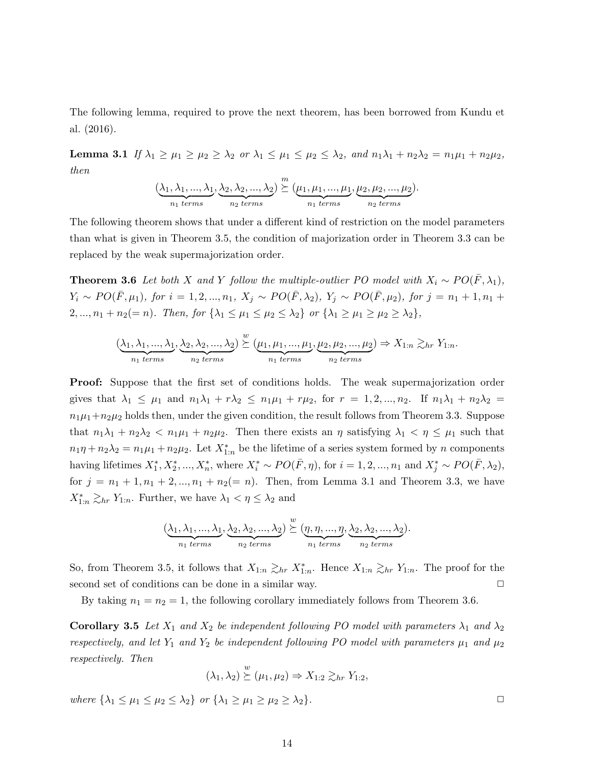The following lemma, required to prove the next theorem, has been borrowed from Kundu et al. (2016).

**Lemma 3.1** *If $\lambda_1 \geq \mu_1 \geq \mu_2 \geq \lambda_2$ or $\lambda_1 \leq \mu_1 \leq \mu_2 \leq \lambda_2$, and $n_1\lambda_1 + n_2\lambda_2 = n_1\mu_1 + n_2\mu_2$, then*

$$(\underbrace{\lambda_1, \lambda_1, ..., \lambda_1}_{n_1 \ terms}, \underbrace{\lambda_2, \lambda_2, ..., \lambda_2}_{n_2 \ terms}) \overset{m}{\succeq} (\underbrace{\mu_1, \mu_1, ..., \mu_1}_{n_1 \ terms}, \underbrace{\mu_2, \mu_2, ..., \mu_2}_{n_2 \ terms}).$$

The following theorem shows that under a different kind of restriction on the model parameters than what is given in Theorem 3.5, the condition of majorization order in Theorem 3.3 can be replaced by the weak supermajorization order.

**Theorem 3.6** *Let both $X$ and $Y$ follow the multiple-outlier PO model with $X_i \sim PO(\bar{F}, \lambda_1)$, $Y_i \sim PO(\bar{F}, \mu_1)$, for $i = 1, 2, ..., n_1$, $X_j \sim PO(\bar{F}, \lambda_2)$, $Y_j \sim PO(\bar{F}, \mu_2)$, for $j = n_1 + 1, n_1 + 2, ..., n_1 + n_2 (= n)$. Then, for $\{\lambda_1 \leq \mu_1 \leq \mu_2 \leq \lambda_2\}$ or $\{\lambda_1 \geq \mu_1 \geq \mu_2 \geq \lambda_2\}$,*

$$(\underbrace{\lambda_1, \lambda_1, ..., \lambda_1}_{n_1 \ terms}, \underbrace{\lambda_2, \lambda_2, ..., \lambda_2}_{n_2 \ terms}) \overset{w}{\succeq} (\underbrace{\mu_1, \mu_1, ..., \mu_1}_{n_1 \ terms}, \underbrace{\mu_2, \mu_2, ..., \mu_2}_{n_2 \ terms}) \Rightarrow X_{1:n} \gtrsim_{hr} Y_{1:n}.$$

**Proof:** Suppose that the first set of conditions holds. The weak supermajorization order gives that $\lambda_1 \leq \mu_1$ and $n_1\lambda_1 + r\lambda_2 \leq n_1\mu_1 + r\mu_2$, for $r = 1, 2, ..., n_2$. If $n_1\lambda_1 + n_2\lambda_2 = n_1\mu_1 + n_2\mu_2$ holds then, under the given condition, the result follows from Theorem 3.3. Suppose that $n_1\lambda_1 + n_2\lambda_2 < n_1\mu_1 + n_2\mu_2$. Then there exists an $\eta$ satisfying $\lambda_1 < \eta \leq \mu_1$ such that $n_1\eta + n_2\lambda_2 = n_1\mu_1 + n_2\mu_2$. Let $X^*_{1:n}$ be the lifetime of a series system formed by $n$ components having lifetimes $X^*_1, X^*_2, ..., X^*_n$, where $X^*_i \sim PO(\bar{F}, \eta)$, for $i = 1, 2, ..., n_1$ and $X^*_j \sim PO(\bar{F}, \lambda_2)$, for $j = n_1 + 1, n_1 + 2, ..., n_1 + n_2 (= n)$. Then, from Lemma 3.1 and Theorem 3.3, we have $X^*_{1:n} \gtrsim_{hr} Y_{1:n}$. Further, we have $\lambda_1 < \eta \leq \lambda_2$ and

$$(\underbrace{\lambda_1, \lambda_1, ..., \lambda_1}_{n_1 \ terms}, \underbrace{\lambda_2, \lambda_2, ..., \lambda_2}_{n_2 \ terms}) \overset{w}{\succeq} (\underbrace{\eta, \eta, ..., \eta}_{n_1 \ terms}, \underbrace{\lambda_2, \lambda_2, ..., \lambda_2}_{n_2 \ terms}).$$

So, from Theorem 3.5, it follows that $X_{1:n} \gtrsim_{hr} X^*_{1:n}$. Hence $X_{1:n} \gtrsim_{hr} Y_{1:n}$. The proof for the second set of conditions can be done in a similar way. □

By taking $n_1 = n_2 = 1$, the following corollary immediately follows from Theorem 3.6.

**Corollary 3.5** *Let $X_1$ and $X_2$ be independent following PO model with parameters $\lambda_1$ and $\lambda_2$ respectively, and let $Y_1$ and $Y_2$ be independent following PO model with parameters $\mu_1$ and $\mu_2$ respectively. Then*

$$(\lambda_1, \lambda_2) \overset{w}{\succeq} (\mu_1, \mu_2) \Rightarrow X_{1:2} \gtrsim_{hr} Y_{1:2},$$

*where $\{\lambda_1 \leq \mu_1 \leq \mu_2 \leq \lambda_2\}$ or $\{\lambda_1 \geq \mu_1 \geq \mu_2 \geq \lambda_2\}$.* □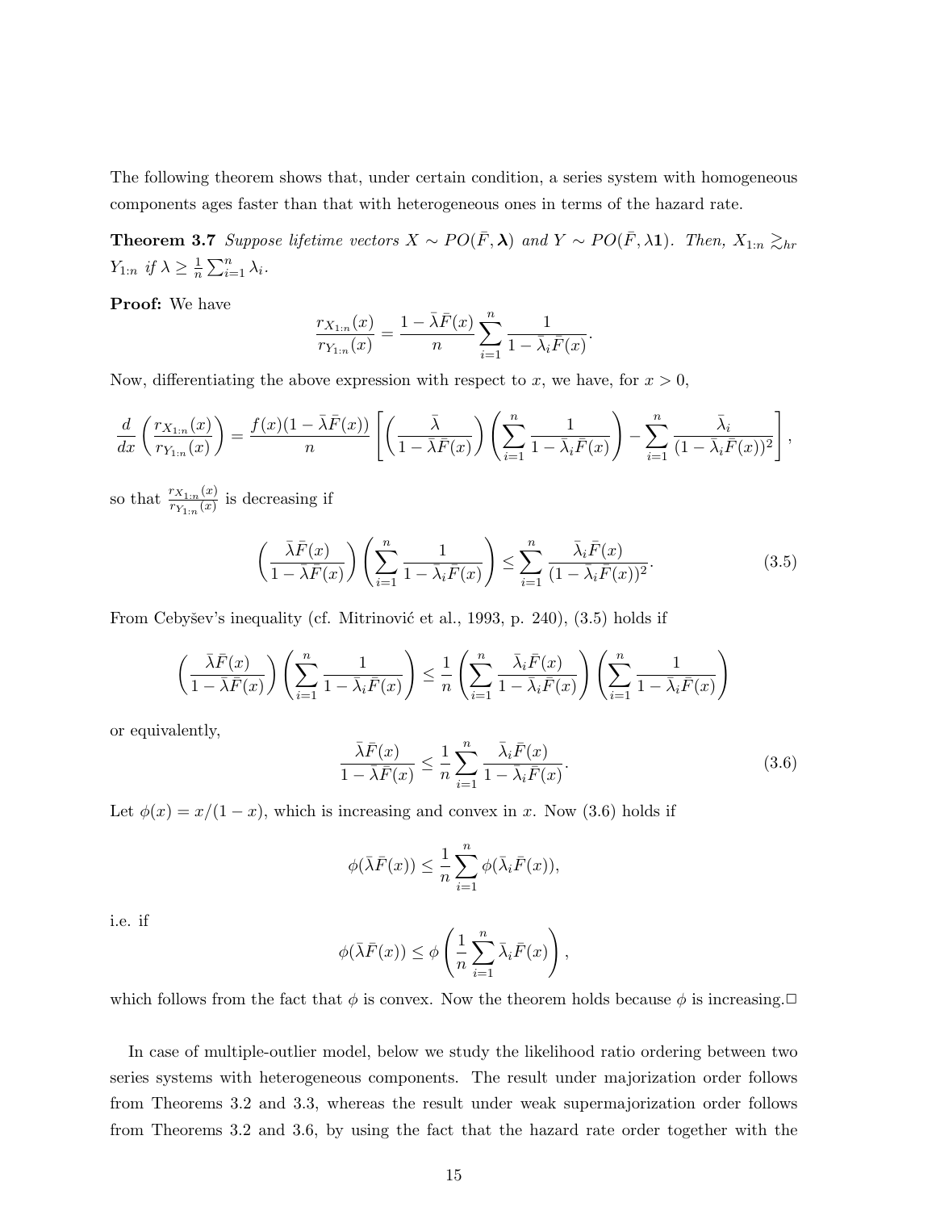The following theorem shows that, under certain condition, a series system with homogeneous components ages faster than that with heterogeneous ones in terms of the hazard rate.

**Theorem 3.7** *Suppose lifetime vectors $X \sim PO(\bar{F}, \boldsymbol{\lambda})$ and $Y \sim PO(\bar{F}, \lambda \mathbf{1})$. Then, $X_{1:n} \gtrsim_{hr} Y_{1:n}$ if $\lambda \geq \frac{1}{n}\sum_{i=1}^{n} \lambda_i$.*

**Proof:** We have

$$\frac{r_{X_{1:n}}(x)}{r_{Y_{1:n}}(x)} = \frac{1 - \bar{\lambda}\bar{F}(x)}{n} \sum_{i=1}^{n} \frac{1}{1 - \bar{\lambda}_i \bar{F}(x)}.$$

Now, differentiating the above expression with respect to $x$, we have, for $x > 0$,

$$\frac{d}{dx}\left(\frac{r_{X_{1:n}}(x)}{r_{Y_{1:n}}(x)}\right) = \frac{f(x)(1 - \bar{\lambda}\bar{F}(x))}{n}\left[\left(\frac{\bar{\lambda}}{1 - \bar{\lambda}\bar{F}(x)}\right)\left(\sum_{i=1}^{n} \frac{1}{1 - \bar{\lambda}_i \bar{F}(x)}\right) - \sum_{i=1}^{n} \frac{\bar{\lambda}_i}{(1 - \bar{\lambda}_i \bar{F}(x))^2}\right],$$

so that $\frac{r_{X_{1:n}}(x)}{r_{Y_{1:n}}(x)}$ is decreasing if

$$\left(\frac{\bar{\lambda}\bar{F}(x)}{1 - \bar{\lambda}\bar{F}(x)}\right)\left(\sum_{i=1}^{n} \frac{1}{1 - \bar{\lambda}_i \bar{F}(x)}\right) \leq \sum_{i=1}^{n} \frac{\bar{\lambda}_i \bar{F}(x)}{(1 - \bar{\lambda}_i \bar{F}(x))^2}. \tag{3.5}$$

From Cebyšev's inequality (cf. Mitrinović et al., 1993, p. 240), (3.5) holds if

$$\left(\frac{\bar{\lambda}\bar{F}(x)}{1 - \bar{\lambda}\bar{F}(x)}\right)\left(\sum_{i=1}^{n} \frac{1}{1 - \bar{\lambda}_i \bar{F}(x)}\right) \leq \frac{1}{n}\left(\sum_{i=1}^{n} \frac{\bar{\lambda}_i \bar{F}(x)}{1 - \bar{\lambda}_i \bar{F}(x)}\right)\left(\sum_{i=1}^{n} \frac{1}{1 - \bar{\lambda}_i \bar{F}(x)}\right)$$

or equivalently,

$$\frac{\bar{\lambda}\bar{F}(x)}{1 - \bar{\lambda}\bar{F}(x)} \leq \frac{1}{n}\sum_{i=1}^{n} \frac{\bar{\lambda}_i \bar{F}(x)}{1 - \bar{\lambda}_i \bar{F}(x)}. \tag{3.6}$$

Let $\phi(x) = x/(1-x)$, which is increasing and convex in $x$. Now (3.6) holds if

$$\phi(\bar{\lambda}\bar{F}(x)) \leq \frac{1}{n}\sum_{i=1}^{n} \phi(\bar{\lambda}_i \bar{F}(x)),$$

i.e. if

$$\phi(\bar{\lambda}\bar{F}(x)) \leq \phi\left(\frac{1}{n}\sum_{i=1}^{n} \bar{\lambda}_i \bar{F}(x)\right),$$

which follows from the fact that $\phi$ is convex. Now the theorem holds because $\phi$ is increasing.□

In case of multiple-outlier model, below we study the likelihood ratio ordering between two series systems with heterogeneous components. The result under majorization order follows from Theorems 3.2 and 3.3, whereas the result under weak supermajorization order follows from Theorems 3.2 and 3.6, by using the fact that the hazard rate order together with the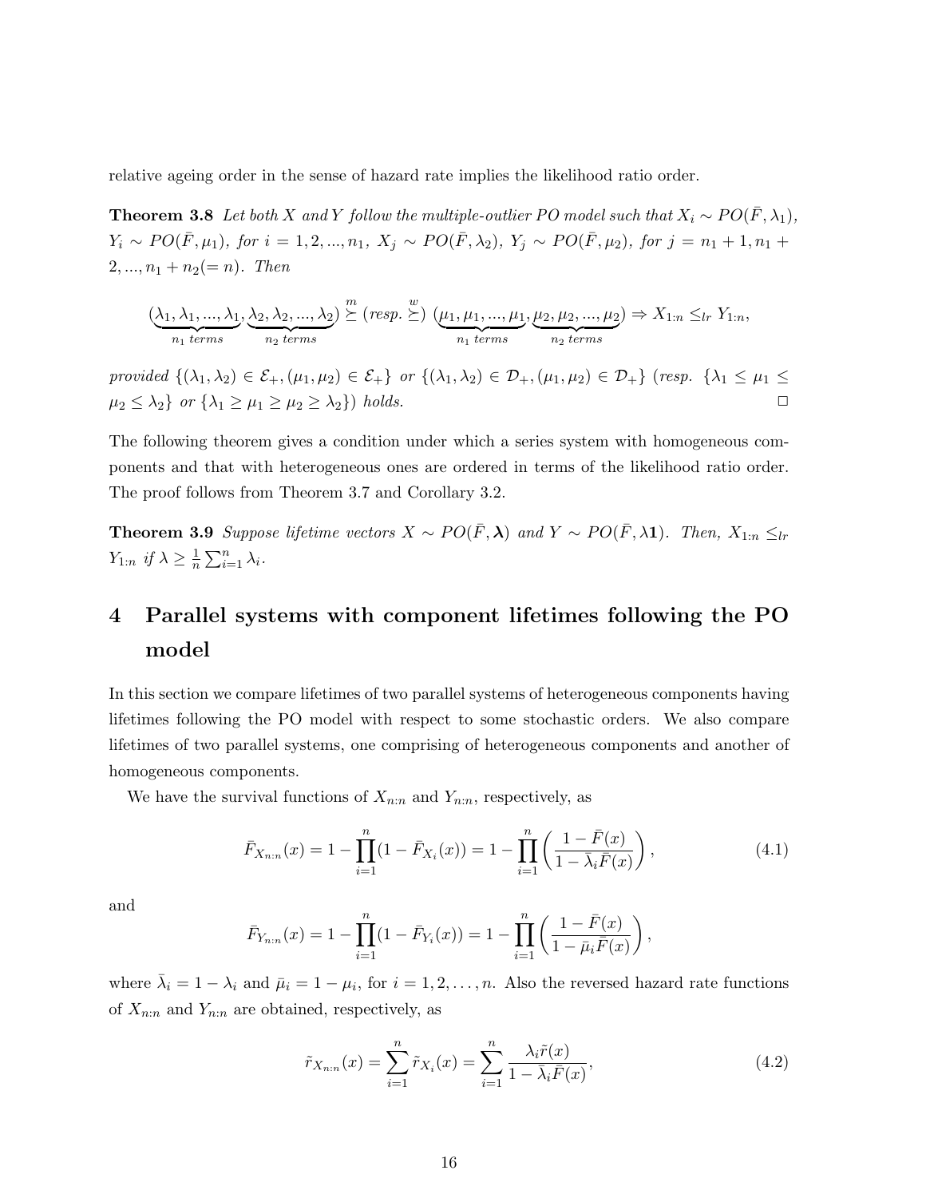relative ageing order in the sense of hazard rate implies the likelihood ratio order.

**Theorem 3.8** *Let both $X$ and $Y$ follow the multiple-outlier PO model such that $X_i \sim PO(\bar{F}, \lambda_1)$, $Y_i \sim PO(\bar{F}, \mu_1)$, for $i = 1, 2, ..., n_1$, $X_j \sim PO(\bar{F}, \lambda_2)$, $Y_j \sim PO(\bar{F}, \mu_2)$, for $j = n_1 + 1, n_1 + 2, ..., n_1 + n_2 (= n)$. Then*

$$(\underbrace{\lambda_1, \lambda_1, ..., \lambda_1}_{n_1 \ terms}, \underbrace{\lambda_2, \lambda_2, ..., \lambda_2}_{n_2 \ terms}) \overset{m}{\succeq} (resp. \overset{w}{\succeq}) \ (\underbrace{\mu_1, \mu_1, ..., \mu_1}_{n_1 \ terms}, \underbrace{\mu_2, \mu_2, ..., \mu_2}_{n_2 \ terms}) \Rightarrow X_{1:n} \leq_{lr} Y_{1:n},$$

*provided $\{(\lambda_1, \lambda_2) \in \mathcal{E}_+, (\mu_1, \mu_2) \in \mathcal{E}_+\}$ or $\{(\lambda_1, \lambda_2) \in \mathcal{D}_+, (\mu_1, \mu_2) \in \mathcal{D}_+\}$ (resp. $\{\lambda_1 \leq \mu_1 \leq \mu_2 \leq \lambda_2\}$ or $\{\lambda_1 \geq \mu_1 \geq \mu_2 \geq \lambda_2\}$) holds.* □

The following theorem gives a condition under which a series system with homogeneous components and that with heterogeneous ones are ordered in terms of the likelihood ratio order. The proof follows from Theorem 3.7 and Corollary 3.2.

**Theorem 3.9** *Suppose lifetime vectors $X \sim PO(\bar{F}, \boldsymbol{\lambda})$ and $Y \sim PO(\bar{F}, \lambda \mathbf{1})$. Then, $X_{1:n} \leq_{lr} Y_{1:n}$ if $\lambda \geq \frac{1}{n} \sum_{i=1}^{n} \lambda_i$.*

# 4 Parallel systems with component lifetimes following the PO model

In this section we compare lifetimes of two parallel systems of heterogeneous components having lifetimes following the PO model with respect to some stochastic orders. We also compare lifetimes of two parallel systems, one comprising of heterogeneous components and another of homogeneous components.

We have the survival functions of $X_{n:n}$ and $Y_{n:n}$, respectively, as

$$\bar{F}_{X_{n:n}}(x) = 1 - \prod_{i=1}^{n} (1 - \bar{F}_{X_i}(x)) = 1 - \prod_{i=1}^{n} \left( \frac{1 - \bar{F}(x)}{1 - \bar{\lambda}_i \bar{F}(x)} \right), \tag{4.1}$$

and

$$\bar{F}_{Y_{n:n}}(x) = 1 - \prod_{i=1}^{n} (1 - \bar{F}_{Y_i}(x)) = 1 - \prod_{i=1}^{n} \left( \frac{1 - \bar{F}(x)}{1 - \bar{\mu}_i \bar{F}(x)} \right),$$

where $\bar{\lambda}_i = 1 - \lambda_i$ and $\bar{\mu}_i = 1 - \mu_i$, for $i = 1, 2, \ldots, n$. Also the reversed hazard rate functions of $X_{n:n}$ and $Y_{n:n}$ are obtained, respectively, as

$$\tilde{r}_{X_{n:n}}(x) = \sum_{i=1}^{n} \tilde{r}_{X_i}(x) = \sum_{i=1}^{n} \frac{\lambda_i \tilde{r}(x)}{1 - \bar{\lambda}_i \bar{F}(x)}, \tag{4.2}$$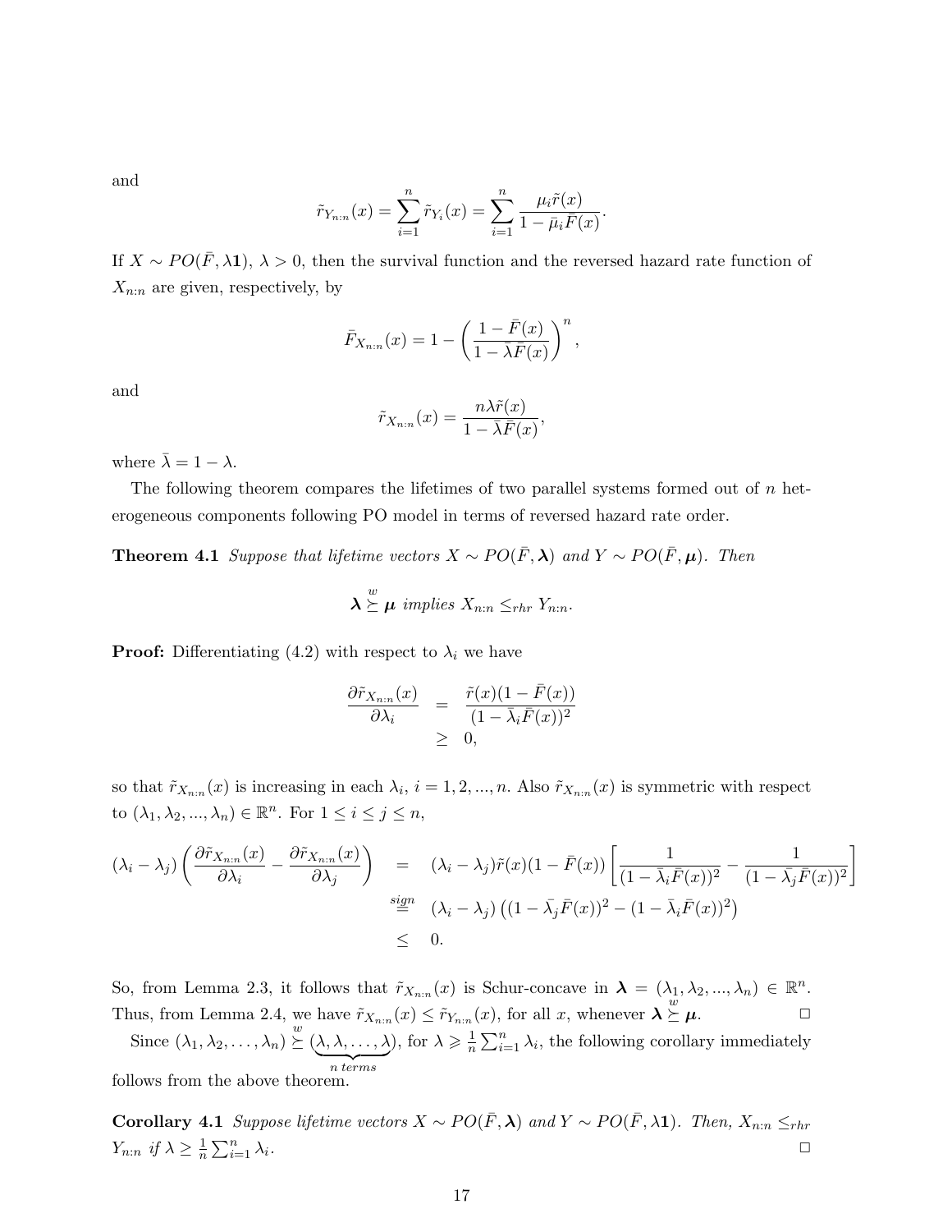and

$$\tilde{r}_{Y_{n:n}}(x) = \sum_{i=1}^{n} \tilde{r}_{Y_i}(x) = \sum_{i=1}^{n} \frac{\mu_i \tilde{r}(x)}{1 - \bar{\mu}_i \bar{F}(x)}.$$

If $X \sim PO(\bar{F}, \lambda \mathbf{1})$, $\lambda > 0$, then the survival function and the reversed hazard rate function of $X_{n:n}$ are given, respectively, by

$$\bar{F}_{X_{n:n}}(x) = 1 - \left( \frac{1 - \bar{F}(x)}{1 - \bar{\lambda}\bar{F}(x)} \right)^n,$$

and

$$\tilde{r}_{X_{n:n}}(x) = \frac{n\lambda \tilde{r}(x)}{1 - \bar{\lambda}\bar{F}(x)},$$

where $\bar{\lambda} = 1 - \lambda$.

The following theorem compares the lifetimes of two parallel systems formed out of $n$ heterogeneous components following PO model in terms of reversed hazard rate order.

**Theorem 4.1** *Suppose that lifetime vectors $X \sim PO(\bar{F}, \boldsymbol{\lambda})$ and $Y \sim PO(\bar{F}, \boldsymbol{\mu})$. Then*

$$\boldsymbol{\lambda} \overset{w}{\succeq} \boldsymbol{\mu} \text{ implies } X_{n:n} \leq_{rhr} Y_{n:n}.$$

**Proof:** Differentiating (4.2) with respect to $\lambda_i$ we have

$$\begin{aligned} \frac{\partial \tilde{r}_{X_{n:n}}(x)}{\partial \lambda_i} &= \frac{\tilde{r}(x)(1 - \bar{F}(x))}{(1 - \bar{\lambda}_i \bar{F}(x))^2} \\ &\geq 0, \end{aligned}$$

so that $\tilde{r}_{X_{n:n}}(x)$ is increasing in each $\lambda_i$, $i = 1, 2, ..., n$. Also $\tilde{r}_{X_{n:n}}(x)$ is symmetric with respect to $(\lambda_1, \lambda_2, ..., \lambda_n) \in \mathbb{R}^n$. For $1 \leq i \leq j \leq n$,

$$\begin{aligned} (\lambda_i - \lambda_j)\left( \frac{\partial \tilde{r}_{X_{n:n}}(x)}{\partial \lambda_i} - \frac{\partial \tilde{r}_{X_{n:n}}(x)}{\partial \lambda_j} \right) &= (\lambda_i - \lambda_j)\tilde{r}(x)(1 - \bar{F}(x)) \left[ \frac{1}{(1 - \bar{\lambda}_i \bar{F}(x))^2} - \frac{1}{(1 - \bar{\lambda}_j \bar{F}(x))^2} \right] \\ &\overset{sign}{=} (\lambda_i - \lambda_j)\left( (1 - \bar{\lambda}_j \bar{F}(x))^2 - (1 - \bar{\lambda}_i \bar{F}(x))^2 \right) \\ &\leq 0. \end{aligned}$$

So, from Lemma 2.3, it follows that $\tilde{r}_{X_{n:n}}(x)$ is Schur-concave in $\boldsymbol{\lambda} = (\lambda_1, \lambda_2, ..., \lambda_n) \in \mathbb{R}^n$. Thus, from Lemma 2.4, we have $\tilde{r}_{X_{n:n}}(x) \leq \tilde{r}_{Y_{n:n}}(x)$, for all $x$, whenever $\boldsymbol{\lambda} \overset{w}{\succeq} \boldsymbol{\mu}$. □

Since $(\lambda_1, \lambda_2, \ldots, \lambda_n) \overset{w}{\succeq} (\underbrace{\lambda, \lambda, \ldots, \lambda}_{n\ terms})$, for $\lambda \geqslant \frac{1}{n}\sum_{i=1}^{n} \lambda_i$, the following corollary immediately follows from the above theorem.

**Corollary 4.1** *Suppose lifetime vectors $X \sim PO(\bar{F}, \boldsymbol{\lambda})$ and $Y \sim PO(\bar{F}, \lambda \mathbf{1})$. Then, $X_{n:n} \leq_{rhr} Y_{n:n}$ if $\lambda \geq \frac{1}{n}\sum_{i=1}^{n} \lambda_i$.* □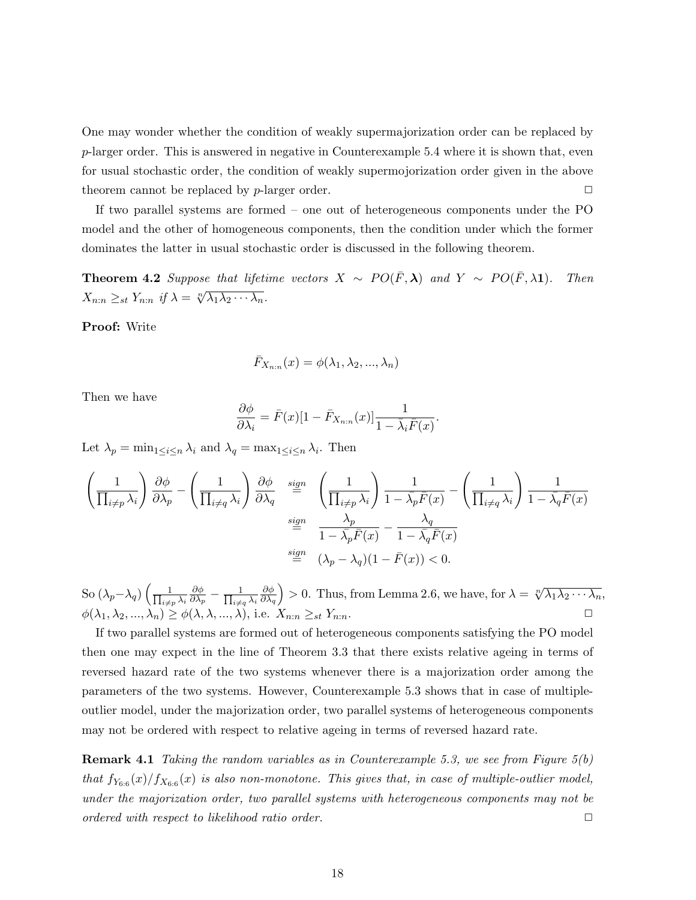One may wonder whether the condition of weakly supermajorization order can be replaced by $p$-larger order. This is answered in negative in Counterexample 5.4 where it is shown that, even for usual stochastic order, the condition of weakly supermojorization order given in the above theorem cannot be replaced by $p$-larger order. □

If two parallel systems are formed – one out of heterogeneous components under the PO model and the other of homogeneous components, then the condition under which the former dominates the latter in usual stochastic order is discussed in the following theorem.

**Theorem 4.2** *Suppose that lifetime vectors $X \sim PO(\bar{F}, \boldsymbol{\lambda})$ and $Y \sim PO(\bar{F}, \lambda\mathbf{1})$. Then $X_{n:n} \geq_{st} Y_{n:n}$ if $\lambda = \sqrt[n]{\lambda_1\lambda_2\cdots\lambda_n}$.*

**Proof:** Write

$$\bar{F}_{X_{n:n}}(x) = \phi(\lambda_1, \lambda_2, ..., \lambda_n)$$

Then we have

$$\frac{\partial\phi}{\partial\lambda_i} = \bar{F}(x)[1 - \bar{F}_{X_{n:n}}(x)]\frac{1}{1 - \bar{\lambda}_i\bar{F}(x)}.$$

Let $\lambda_p = \min_{1\leq i\leq n} \lambda_i$ and $\lambda_q = \max_{1\leq i\leq n} \lambda_i$. Then

$$\begin{aligned}
\left(\frac{1}{\prod_{i\neq p}\lambda_i}\right)\frac{\partial\phi}{\partial\lambda_p} - \left(\frac{1}{\prod_{i\neq q}\lambda_i}\right)\frac{\partial\phi}{\partial\lambda_q} &\overset{sign}{=} \left(\frac{1}{\prod_{i\neq p}\lambda_i}\right)\frac{1}{1 - \bar{\lambda}_p\bar{F}(x)} - \left(\frac{1}{\prod_{i\neq q}\lambda_i}\right)\frac{1}{1 - \bar{\lambda}_q\bar{F}(x)} \\
&\overset{sign}{=} \frac{\lambda_p}{1 - \bar{\lambda}_p\bar{F}(x)} - \frac{\lambda_q}{1 - \bar{\lambda}_q\bar{F}(x)} \\
&\overset{sign}{=} (\lambda_p - \lambda_q)(1 - \bar{F}(x)) < 0.
\end{aligned}$$

So $(\lambda_p - \lambda_q)\left(\frac{1}{\prod_{i\neq p}\lambda_i}\frac{\partial\phi}{\partial\lambda_p} - \frac{1}{\prod_{i\neq q}\lambda_i}\frac{\partial\phi}{\partial\lambda_q}\right) > 0$. Thus, from Lemma 2.6, we have, for $\lambda = \sqrt[n]{\lambda_1\lambda_2\cdots\lambda_n}$, $\phi(\lambda_1, \lambda_2, ..., \lambda_n) \geq \phi(\lambda, \lambda, ..., \lambda)$, i.e. $X_{n:n} \geq_{st} Y_{n:n}$. □

If two parallel systems are formed out of heterogeneous components satisfying the PO model then one may expect in the line of Theorem 3.3 that there exists relative ageing in terms of reversed hazard rate of the two systems whenever there is a majorization order among the parameters of the two systems. However, Counterexample 5.3 shows that in case of multiple-outlier model, under the majorization order, two parallel systems of heterogeneous components may not be ordered with respect to relative ageing in terms of reversed hazard rate.

**Remark 4.1** *Taking the random variables as in Counterexample 5.3, we see from Figure 5(b) that $f_{Y_{6:6}}(x)/f_{X_{6:6}}(x)$ is also non-monotone. This gives that, in case of multiple-outlier model, under the majorization order, two parallel systems with heterogeneous components may not be ordered with respect to likelihood ratio order.* □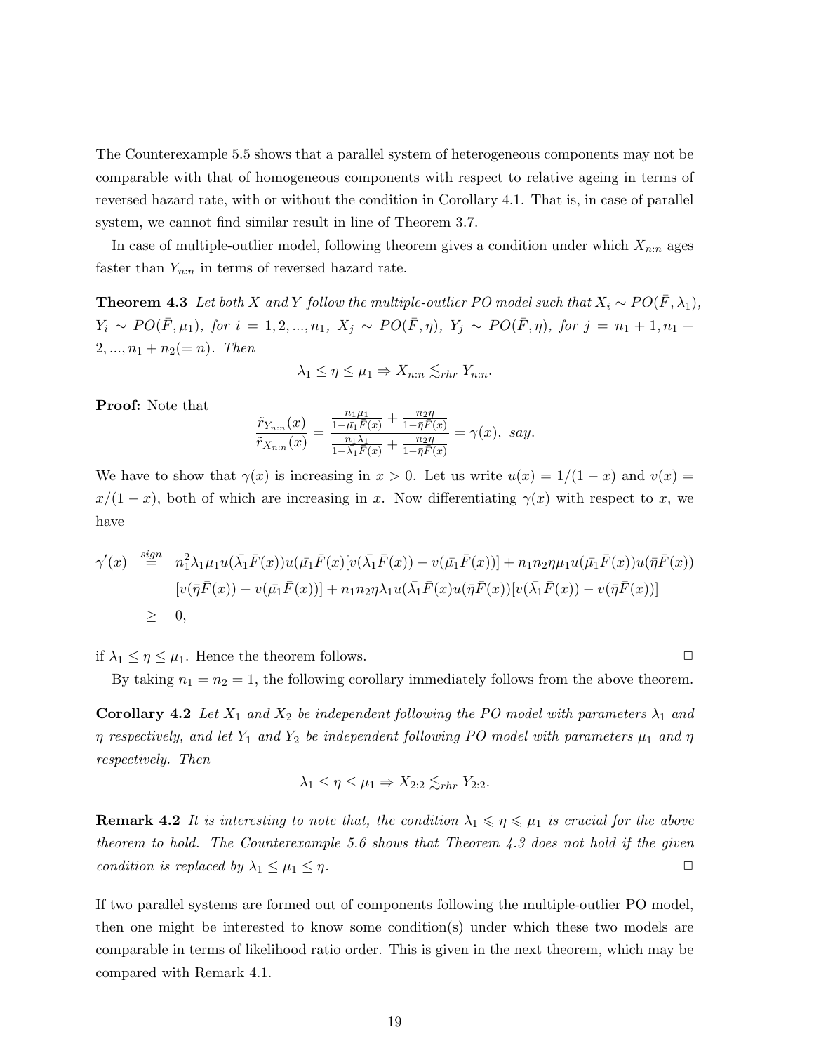The Counterexample 5.5 shows that a parallel system of heterogeneous components may not be comparable with that of homogeneous components with respect to relative ageing in terms of reversed hazard rate, with or without the condition in Corollary 4.1. That is, in case of parallel system, we cannot find similar result in line of Theorem 3.7.

In case of multiple-outlier model, following theorem gives a condition under which $X_{n:n}$ ages faster than $Y_{n:n}$ in terms of reversed hazard rate.

**Theorem 4.3** *Let both $X$ and $Y$ follow the multiple-outlier PO model such that $X_i \sim PO(\bar{F}, \lambda_1)$, $Y_i \sim PO(\bar{F}, \mu_1)$, for $i = 1, 2, ..., n_1$, $X_j \sim PO(\bar{F}, \eta)$, $Y_j \sim PO(\bar{F}, \eta)$, for $j = n_1 + 1, n_1 + 2, ..., n_1 + n_2 (= n)$. Then*

$$\lambda_1 \leq \eta \leq \mu_1 \Rightarrow X_{n:n} \lesssim_{rhr} Y_{n:n}.$$

**Proof:** Note that

$$\frac{\tilde{r}_{Y_{n:n}}(x)}{\tilde{r}_{X_{n:n}}(x)} = \frac{\frac{n_1 \mu_1}{1 - \bar{\mu_1} \bar{F}(x)} + \frac{n_2 \eta}{1 - \bar{\eta} \bar{F}(x)}}{\frac{n_1 \lambda_1}{1 - \bar{\lambda_1} \bar{F}(x)} + \frac{n_2 \eta}{1 - \bar{\eta} \bar{F}(x)}} = \gamma(x), \ say.$$

We have to show that $\gamma(x)$ is increasing in $x > 0$. Let us write $u(x) = 1/(1-x)$ and $v(x) = x/(1-x)$, both of which are increasing in $x$. Now differentiating $\gamma(x)$ with respect to $x$, we have

$$\begin{aligned}
\gamma'(x) \overset{sign}{=} \ & n_1^2 \lambda_1 \mu_1 u(\bar{\lambda_1} \bar{F}(x)) u(\bar{\mu_1} \bar{F}(x) [v(\bar{\lambda_1} \bar{F}(x)) - v(\bar{\mu_1} \bar{F}(x))] + n_1 n_2 \eta \mu_1 u(\bar{\mu_1} \bar{F}(x)) u(\bar{\eta} \bar{F}(x)) \\
& [v(\bar{\eta} \bar{F}(x)) - v(\bar{\mu_1} \bar{F}(x))] + n_1 n_2 \eta \lambda_1 u(\bar{\lambda_1} \bar{F}(x) u(\bar{\eta} \bar{F}(x)) [v(\bar{\lambda_1} \bar{F}(x)) - v(\bar{\eta} \bar{F}(x))] \\
\geq \ & 0,
\end{aligned}$$

if $\lambda_1 \leq \eta \leq \mu_1$. Hence the theorem follows. □

By taking $n_1 = n_2 = 1$, the following corollary immediately follows from the above theorem.

**Corollary 4.2** *Let $X_1$ and $X_2$ be independent following the PO model with parameters $\lambda_1$ and $\eta$ respectively, and let $Y_1$ and $Y_2$ be independent following PO model with parameters $\mu_1$ and $\eta$ respectively. Then*

$$\lambda_1 \leq \eta \leq \mu_1 \Rightarrow X_{2:2} \lesssim_{rhr} Y_{2:2}.$$

**Remark 4.2** *It is interesting to note that, the condition $\lambda_1 \leqslant \eta \leqslant \mu_1$ is crucial for the above theorem to hold. The Counterexample 5.6 shows that Theorem 4.3 does not hold if the given condition is replaced by $\lambda_1 \leq \mu_1 \leq \eta$.* □

If two parallel systems are formed out of components following the multiple-outlier PO model, then one might be interested to know some condition(s) under which these two models are comparable in terms of likelihood ratio order. This is given in the next theorem, which may be compared with Remark 4.1.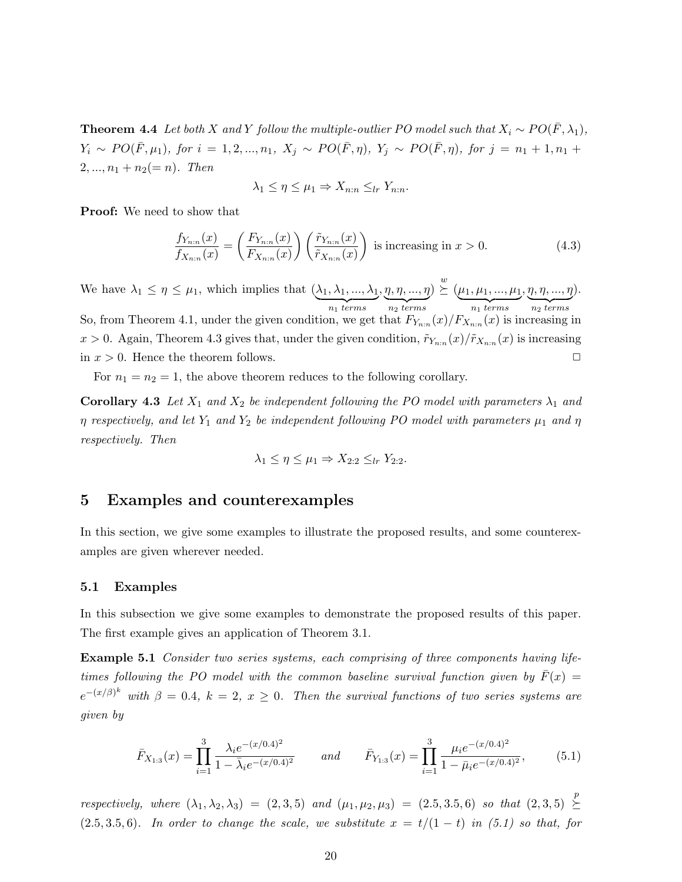**Theorem 4.4** *Let both $X$ and $Y$ follow the multiple-outlier PO model such that $X_i \sim PO(\bar{F}, \lambda_1)$, $Y_i \sim PO(\bar{F}, \mu_1)$, for $i = 1, 2, ..., n_1$, $X_j \sim PO(\bar{F}, \eta)$, $Y_j \sim PO(\bar{F}, \eta)$, for $j = n_1 + 1, n_1 + 2, ..., n_1 + n_2 (= n)$. Then*

$$\lambda_1 \leq \eta \leq \mu_1 \Rightarrow X_{n:n} \leq_{lr} Y_{n:n}.$$

**Proof:** We need to show that

$$\frac{f_{Y_{n:n}}(x)}{f_{X_{n:n}}(x)} = \left(\frac{F_{Y_{n:n}}(x)}{F_{X_{n:n}}(x)}\right)\left(\frac{\tilde{r}_{Y_{n:n}}(x)}{\tilde{r}_{X_{n:n}}(x)}\right) \text{ is increasing in } x > 0. \tag{4.3}$$

We have $\lambda_1 \leq \eta \leq \mu_1$, which implies that $(\underbrace{\lambda_1, \lambda_1, ..., \lambda_1}_{n_1 \text{ terms}}, \underbrace{\eta, \eta, ..., \eta}_{n_2 \text{ terms}}) \overset{w}{\succeq} (\underbrace{\mu_1, \mu_1, ..., \mu_1}_{n_1 \text{ terms}}, \underbrace{\eta, \eta, ..., \eta}_{n_2 \text{ terms}})$. So, from Theorem 4.1, under the given condition, we get that $F_{Y_{n:n}}(x)/F_{X_{n:n}}(x)$ is increasing in $x > 0$. Again, Theorem 4.3 gives that, under the given condition, $\tilde{r}_{Y_{n:n}}(x)/\tilde{r}_{X_{n:n}}(x)$ is increasing in $x > 0$. Hence the theorem follows. □

For $n_1 = n_2 = 1$, the above theorem reduces to the following corollary.

**Corollary 4.3** *Let $X_1$ and $X_2$ be independent following the PO model with parameters $\lambda_1$ and $\eta$ respectively, and let $Y_1$ and $Y_2$ be independent following PO model with parameters $\mu_1$ and $\eta$ respectively. Then*

$$\lambda_1 \leq \eta \leq \mu_1 \Rightarrow X_{2:2} \leq_{lr} Y_{2:2}.$$

# 5 Examples and counterexamples

In this section, we give some examples to illustrate the proposed results, and some counterexamples are given wherever needed.

## 5.1 Examples

In this subsection we give some examples to demonstrate the proposed results of this paper. The first example gives an application of Theorem 3.1.

**Example 5.1** *Consider two series systems, each comprising of three components having lifetimes following the PO model with the common baseline survival function given by $\bar{F}(x) = e^{-(x/\beta)^k}$ with $\beta = 0.4$, $k = 2$, $x \geq 0$. Then the survival functions of two series systems are given by*

$$\bar{F}_{X_{1:3}}(x) = \prod_{i=1}^{3} \frac{\lambda_i e^{-(x/0.4)^2}}{1 - \bar{\lambda}_i e^{-(x/0.4)^2}} \qquad and \qquad \bar{F}_{Y_{1:3}}(x) = \prod_{i=1}^{3} \frac{\mu_i e^{-(x/0.4)^2}}{1 - \bar{\mu}_i e^{-(x/0.4)^2}}, \tag{5.1}$$

*respectively, where $(\lambda_1, \lambda_2, \lambda_3) = (2, 3, 5)$ and $(\mu_1, \mu_2, \mu_3) = (2.5, 3.5, 6)$ so that $(2, 3, 5) \overset{p}{\succeq} (2.5, 3.5, 6)$. In order to change the scale, we substitute $x = t/(1 - t)$ in (5.1) so that, for*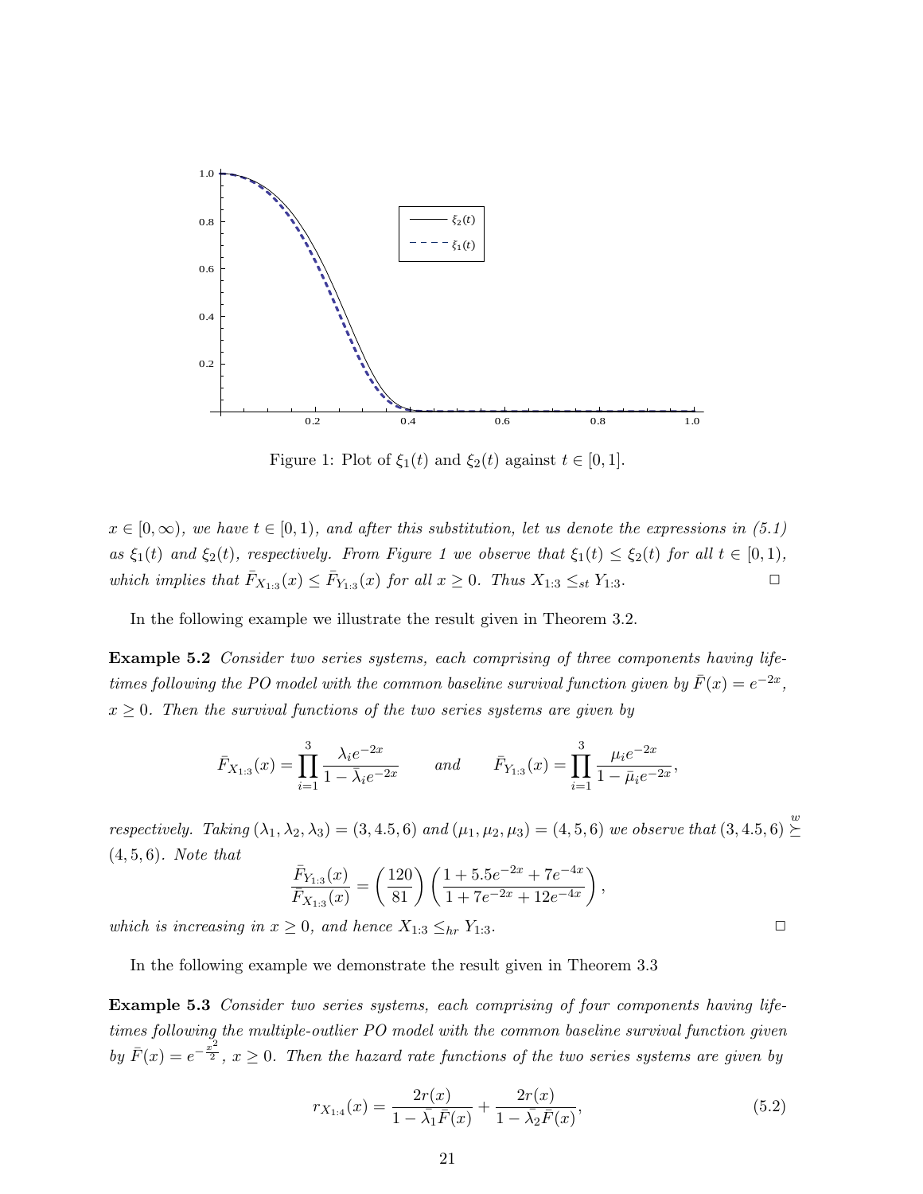Figure 1: Plot of $\xi_1(t)$ and $\xi_2(t)$ against $t \in [0, 1]$.

*$x \in [0, \infty)$, we have $t \in [0, 1)$, and after this substitution, let us denote the expressions in (5.1) as $\xi_1(t)$ and $\xi_2(t)$, respectively. From Figure 1 we observe that $\xi_1(t) \leq \xi_2(t)$ for all $t \in [0, 1)$, which implies that $\bar{F}_{X_{1:3}}(x) \leq \bar{F}_{Y_{1:3}}(x)$ for all $x \geq 0$. Thus $X_{1:3} \leq_{st} Y_{1:3}$.* □

In the following example we illustrate the result given in Theorem 3.2.

**Example 5.2** *Consider two series systems, each comprising of three components having lifetimes following the PO model with the common baseline survival function given by $\bar{F}(x) = e^{-2x}$, $x \geq 0$. Then the survival functions of the two series systems are given by*

$$\bar{F}_{X_{1:3}}(x) = \prod_{i=1}^{3} \frac{\lambda_i e^{-2x}}{1 - \bar{\lambda}_i e^{-2x}} \qquad \text{and} \qquad \bar{F}_{Y_{1:3}}(x) = \prod_{i=1}^{3} \frac{\mu_i e^{-2x}}{1 - \bar{\mu}_i e^{-2x}},$$

*respectively. Taking $(\lambda_1, \lambda_2, \lambda_3) = (3, 4.5, 6)$ and $(\mu_1, \mu_2, \mu_3) = (4, 5, 6)$ we observe that $(3, 4.5, 6) \overset{w}{\succeq} (4, 5, 6)$. Note that*

$$\frac{\bar{F}_{Y_{1:3}}(x)}{\bar{F}_{X_{1:3}}(x)} = \left(\frac{120}{81}\right)\left(\frac{1 + 5.5e^{-2x} + 7e^{-4x}}{1 + 7e^{-2x} + 12e^{-4x}}\right),$$

*which is increasing in $x \geq 0$, and hence $X_{1:3} \leq_{hr} Y_{1:3}$.* □

In the following example we demonstrate the result given in Theorem 3.3

**Example 5.3** *Consider two series systems, each comprising of four components having lifetimes following the multiple-outlier PO model with the common baseline survival function given by $\bar{F}(x) = e^{-\frac{x^2}{2}}$, $x \geq 0$. Then the hazard rate functions of the two series systems are given by*

$$r_{X_{1:4}}(x) = \frac{2r(x)}{1 - \bar{\lambda}_1 \bar{F}(x)} + \frac{2r(x)}{1 - \bar{\lambda}_2 \bar{F}(x)}, \tag{5.2}$$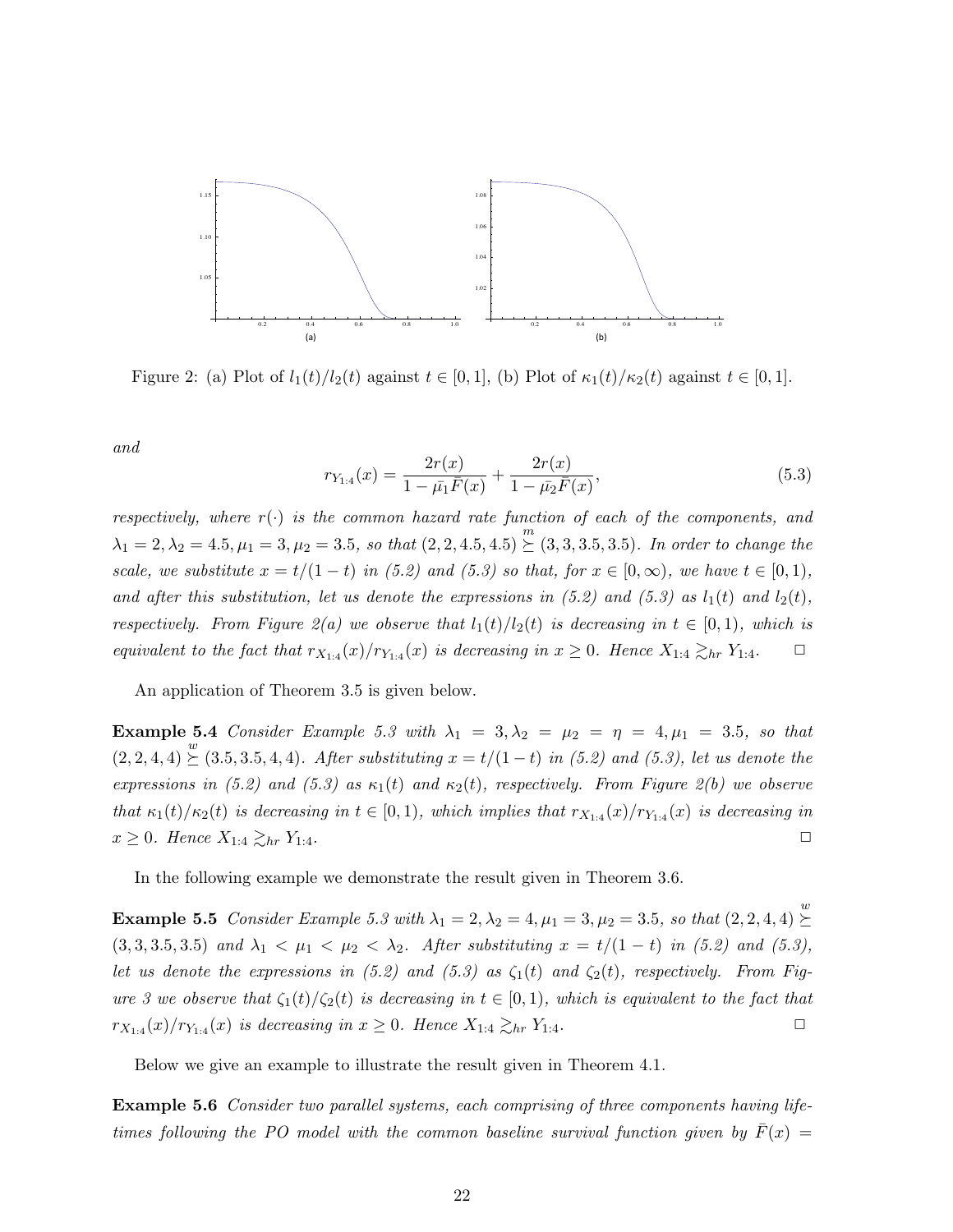Figure 2: (a) Plot of $l_1(t)/l_2(t)$ against $t \in [0, 1]$, (b) Plot of $\kappa_1(t)/\kappa_2(t)$ against $t \in [0, 1]$.

*and*

$$r_{Y_{1:4}}(x) = \frac{2r(x)}{1 - \bar{\mu_1}\bar{F}(x)} + \frac{2r(x)}{1 - \bar{\mu_2}\bar{F}(x)}, \tag{5.3}$$

*respectively, where $r(\cdot)$ is the common hazard rate function of each of the components, and $\lambda_1 = 2, \lambda_2 = 4.5, \mu_1 = 3, \mu_2 = 3.5$, so that $(2, 2, 4.5, 4.5) \overset{m}{\succeq} (3, 3, 3.5, 3.5)$. In order to change the scale, we substitute $x = t/(1-t)$ in (5.2) and (5.3) so that, for $x \in [0, \infty)$, we have $t \in [0, 1)$, and after this substitution, let us denote the expressions in (5.2) and (5.3) as $l_1(t)$ and $l_2(t)$, respectively. From Figure 2(a) we observe that $l_1(t)/l_2(t)$ is decreasing in $t \in [0, 1)$, which is equivalent to the fact that $r_{X_{1:4}}(x)/r_{Y_{1:4}}(x)$ is decreasing in $x \geq 0$. Hence $X_{1:4} \gtrsim_{hr} Y_{1:4}$.* $\square$

An application of Theorem 3.5 is given below.

**Example 5.4** *Consider Example 5.3 with $\lambda_1 = 3, \lambda_2 = \mu_2 = \eta = 4, \mu_1 = 3.5$, so that $(2, 2, 4, 4) \overset{w}{\succeq} (3.5, 3.5, 4, 4)$. After substituting $x = t/(1-t)$ in (5.2) and (5.3), let us denote the expressions in (5.2) and (5.3) as $\kappa_1(t)$ and $\kappa_2(t)$, respectively. From Figure 2(b) we observe that $\kappa_1(t)/\kappa_2(t)$ is decreasing in $t \in [0, 1)$, which implies that $r_{X_{1:4}}(x)/r_{Y_{1:4}}(x)$ is decreasing in $x \geq 0$. Hence $X_{1:4} \gtrsim_{hr} Y_{1:4}$.* $\square$

In the following example we demonstrate the result given in Theorem 3.6.

**Example 5.5** *Consider Example 5.3 with $\lambda_1 = 2, \lambda_2 = 4, \mu_1 = 3, \mu_2 = 3.5$, so that $(2, 2, 4, 4) \overset{w}{\succeq} (3, 3, 3.5, 3.5)$ and $\lambda_1 < \mu_1 < \mu_2 < \lambda_2$. After substituting $x = t/(1-t)$ in (5.2) and (5.3), let us denote the expressions in (5.2) and (5.3) as $\zeta_1(t)$ and $\zeta_2(t)$, respectively. From Figure 3 we observe that $\zeta_1(t)/\zeta_2(t)$ is decreasing in $t \in [0, 1)$, which is equivalent to the fact that $r_{X_{1:4}}(x)/r_{Y_{1:4}}(x)$ is decreasing in $x \geq 0$. Hence $X_{1:4} \gtrsim_{hr} Y_{1:4}$.* $\square$

Below we give an example to illustrate the result given in Theorem 4.1.

**Example 5.6** *Consider two parallel systems, each comprising of three components having lifetimes following the PO model with the common baseline survival function given by $\bar{F}(x) =$*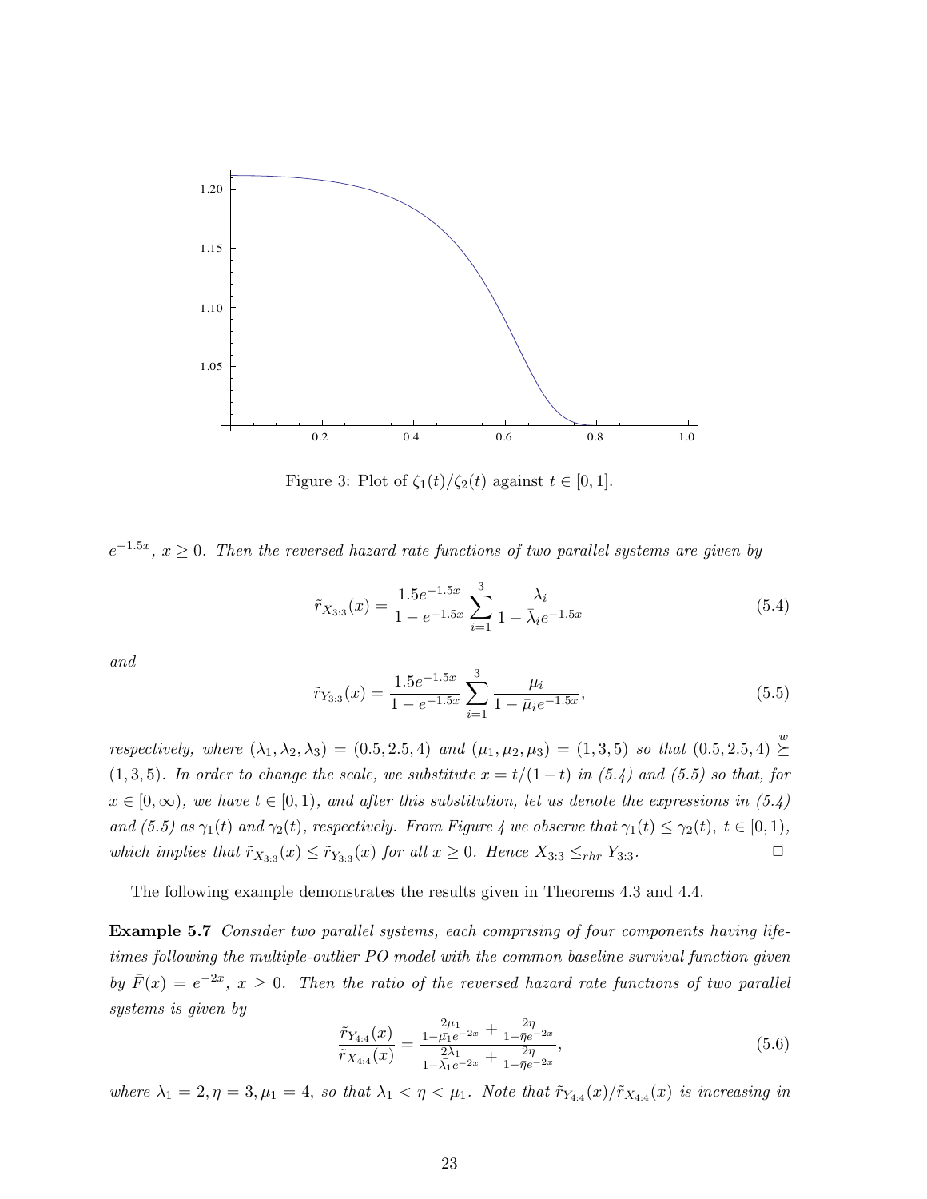Figure 3: Plot of $\zeta_1(t)/\zeta_2(t)$ against $t \in [0, 1]$.

*$e^{-1.5x}$, $x \geq 0$. Then the reversed hazard rate functions of two parallel systems are given by*

$$\tilde{r}_{X_{3:3}}(x) = \frac{1.5e^{-1.5x}}{1 - e^{-1.5x}} \sum_{i=1}^{3} \frac{\lambda_i}{1 - \bar{\lambda}_i e^{-1.5x}} \tag{5.4}$$

*and*

$$\tilde{r}_{Y_{3:3}}(x) = \frac{1.5e^{-1.5x}}{1 - e^{-1.5x}} \sum_{i=1}^{3} \frac{\mu_i}{1 - \bar{\mu}_i e^{-1.5x}}, \tag{5.5}$$

*respectively, where $(\lambda_1, \lambda_2, \lambda_3) = (0.5, 2.5, 4)$ and $(\mu_1, \mu_2, \mu_3) = (1, 3, 5)$ so that $(0.5, 2.5, 4) \overset{w}{\succeq} (1, 3, 5)$. In order to change the scale, we substitute $x = t/(1-t)$ in (5.4) and (5.5) so that, for $x \in [0, \infty)$, we have $t \in [0, 1)$, and after this substitution, let us denote the expressions in (5.4) and (5.5) as $\gamma_1(t)$ and $\gamma_2(t)$, respectively. From Figure 4 we observe that $\gamma_1(t) \leq \gamma_2(t)$, $t \in [0, 1)$, which implies that $\tilde{r}_{X_{3:3}}(x) \leq \tilde{r}_{Y_{3:3}}(x)$ for all $x \geq 0$. Hence $X_{3:3} \leq_{rhr} Y_{3:3}$.* □

The following example demonstrates the results given in Theorems 4.3 and 4.4.

**Example 5.7** *Consider two parallel systems, each comprising of four components having lifetimes following the multiple-outlier PO model with the common baseline survival function given by $\bar{F}(x) = e^{-2x}$, $x \geq 0$. Then the ratio of the reversed hazard rate functions of two parallel systems is given by*

$$\frac{\tilde{r}_{Y_{4:4}}(x)}{\tilde{r}_{X_{4:4}}(x)} = \frac{\frac{2\mu_1}{1 - \bar{\mu}_1 e^{-2x}} + \frac{2\eta}{1 - \bar{\eta} e^{-2x}}}{\frac{2\lambda_1}{1 - \bar{\lambda}_1 e^{-2x}} + \frac{2\eta}{1 - \bar{\eta} e^{-2x}}}, \tag{5.6}$$

*where $\lambda_1 = 2, \eta = 3, \mu_1 = 4$, so that $\lambda_1 < \eta < \mu_1$. Note that $\tilde{r}_{Y_{4:4}}(x)/\tilde{r}_{X_{4:4}}(x)$ is increasing in*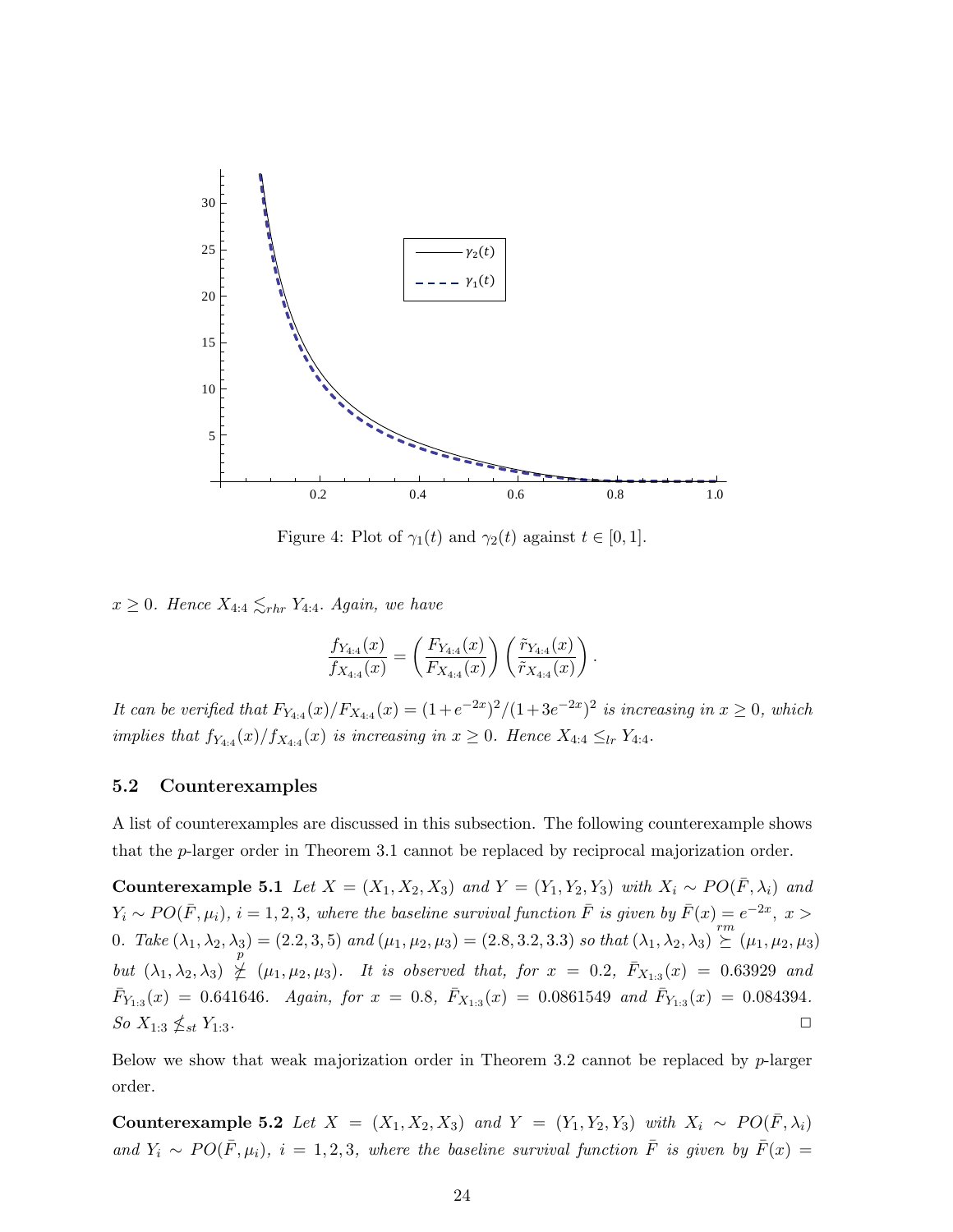Figure 4: Plot of $\gamma_1(t)$ and $\gamma_2(t)$ against $t \in [0, 1]$.

*$x \geq 0$. Hence $X_{4:4} \lesssim_{rhr} Y_{4:4}$. Again, we have*

$$\frac{f_{Y_{4:4}}(x)}{f_{X_{4:4}}(x)} = \left(\frac{F_{Y_{4:4}}(x)}{F_{X_{4:4}}(x)}\right)\left(\frac{\tilde{r}_{Y_{4:4}}(x)}{\tilde{r}_{X_{4:4}}(x)}\right).$$

*It can be verified that $F_{Y_{4:4}}(x)/F_{X_{4:4}}(x) = (1+e^{-2x})^2/(1+3e^{-2x})^2$ is increasing in $x \geq 0$, which implies that $f_{Y_{4:4}}(x)/f_{X_{4:4}}(x)$ is increasing in $x \geq 0$. Hence $X_{4:4} \leq_{lr} Y_{4:4}$.*

### 5.2 Counterexamples

A list of counterexamples are discussed in this subsection. The following counterexample shows that the $p$-larger order in Theorem 3.1 cannot be replaced by reciprocal majorization order.

**Counterexample 5.1** *Let $X = (X_1, X_2, X_3)$ and $Y = (Y_1, Y_2, Y_3)$ with $X_i \sim PO(\bar{F}, \lambda_i)$ and $Y_i \sim PO(\bar{F}, \mu_i)$, $i = 1, 2, 3$, where the baseline survival function $\bar{F}$ is given by $\bar{F}(x) = e^{-2x}$, $x > 0$. Take $(\lambda_1, \lambda_2, \lambda_3) = (2.2, 3, 5)$ and $(\mu_1, \mu_2, \mu_3) = (2.8, 3.2, 3.3)$ so that $(\lambda_1, \lambda_2, \lambda_3) \overset{rm}{\succeq} (\mu_1, \mu_2, \mu_3)$ but $(\lambda_1, \lambda_2, \lambda_3) \overset{p}{\not\succeq} (\mu_1, \mu_2, \mu_3)$. It is observed that, for $x = 0.2$, $\bar{F}_{X_{1:3}}(x) = 0.63929$ and $\bar{F}_{Y_{1:3}}(x) = 0.641646$. Again, for $x = 0.8$, $\bar{F}_{X_{1:3}}(x) = 0.0861549$ and $\bar{F}_{Y_{1:3}}(x) = 0.084394$. So $X_{1:3} \nleq_{st} Y_{1:3}$.* □

Below we show that weak majorization order in Theorem 3.2 cannot be replaced by $p$-larger order.

**Counterexample 5.2** *Let $X = (X_1, X_2, X_3)$ and $Y = (Y_1, Y_2, Y_3)$ with $X_i \sim PO(\bar{F}, \lambda_i)$ and $Y_i \sim PO(\bar{F}, \mu_i)$, $i = 1, 2, 3$, where the baseline survival function $\bar{F}$ is given by $\bar{F}(x) =$*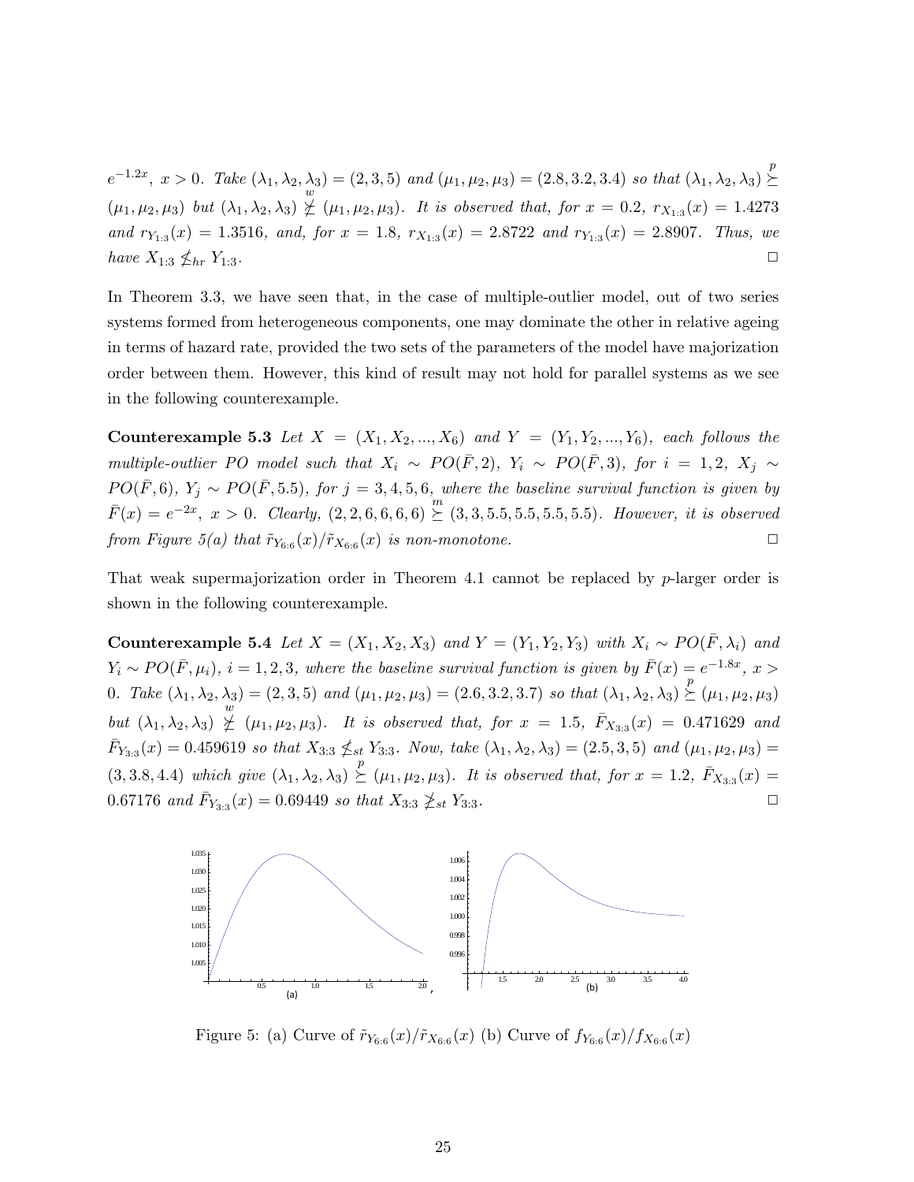$e^{-1.2x}$, $x > 0$. *Take* $(\lambda_1, \lambda_2, \lambda_3) = (2, 3, 5)$ *and* $(\mu_1, \mu_2, \mu_3) = (2.8, 3.2, 3.4)$ *so that* $(\lambda_1, \lambda_2, \lambda_3) \overset{p}{\succeq} (\mu_1, \mu_2, \mu_3)$ *but* $(\lambda_1, \lambda_2, \lambda_3) \underset{w}{\not\succeq} (\mu_1, \mu_2, \mu_3)$. *It is observed that, for* $x = 0.2$, $r_{X_{1:3}}(x) = 1.4273$ *and* $r_{Y_{1:3}}(x) = 1.3516$, *and, for* $x = 1.8$, $r_{X_{1:3}}(x) = 2.8722$ *and* $r_{Y_{1:3}}(x) = 2.8907$. *Thus, we have* $X_{1:3} \not\leq_{hr} Y_{1:3}$. □

In Theorem 3.3, we have seen that, in the case of multiple-outlier model, out of two series systems formed from heterogeneous components, one may dominate the other in relative ageing in terms of hazard rate, provided the two sets of the parameters of the model have majorization order between them. However, this kind of result may not hold for parallel systems as we see in the following counterexample.

**Counterexample 5.3** *Let* $X = (X_1, X_2, ..., X_6)$ *and* $Y = (Y_1, Y_2, ..., Y_6)$, *each follows the multiple-outlier PO model such that* $X_i \sim PO(\bar{F}, 2)$, $Y_i \sim PO(\bar{F}, 3)$, *for* $i = 1, 2$, $X_j \sim PO(\bar{F}, 6)$, $Y_j \sim PO(\bar{F}, 5.5)$, *for* $j = 3, 4, 5, 6$, *where the baseline survival function is given by* $\bar{F}(x) = e^{-2x}$, $x > 0$. *Clearly,* $(2, 2, 6, 6, 6, 6) \overset{m}{\succeq} (3, 3, 5.5, 5.5, 5.5, 5.5)$. *However, it is observed from Figure 5(a) that* $\tilde{r}_{Y_{6:6}}(x)/\tilde{r}_{X_{6:6}}(x)$ *is non-monotone.* □

That weak supermajorization order in Theorem 4.1 cannot be replaced by *p*-larger order is shown in the following counterexample.

**Counterexample 5.4** *Let* $X = (X_1, X_2, X_3)$ *and* $Y = (Y_1, Y_2, Y_3)$ *with* $X_i \sim PO(\bar{F}, \lambda_i)$ *and* $Y_i \sim PO(\bar{F}, \mu_i)$, $i = 1, 2, 3$, *where the baseline survival function is given by* $\bar{F}(x) = e^{-1.8x}$, $x > 0$. *Take* $(\lambda_1, \lambda_2, \lambda_3) = (2, 3, 5)$ *and* $(\mu_1, \mu_2, \mu_3) = (2.6, 3.2, 3.7)$ *so that* $(\lambda_1, \lambda_2, \lambda_3) \overset{p}{\succeq} (\mu_1, \mu_2, \mu_3)$ *but* $(\lambda_1, \lambda_2, \lambda_3) \underset{w}{\not\succeq} (\mu_1, \mu_2, \mu_3)$. *It is observed that, for* $x = 1.5$, $\bar{F}_{X_{3:3}}(x) = 0.471629$ *and* $\bar{F}_{Y_{3:3}}(x) = 0.459619$ *so that* $X_{3:3} \not\leq_{st} Y_{3:3}$. *Now, take* $(\lambda_1, \lambda_2, \lambda_3) = (2.5, 3, 5)$ *and* $(\mu_1, \mu_2, \mu_3) = (3, 3.8, 4.4)$ *which give* $(\lambda_1, \lambda_2, \lambda_3) \overset{p}{\succeq} (\mu_1, \mu_2, \mu_3)$. *It is observed that, for* $x = 1.2$, $\bar{F}_{X_{3:3}}(x) = 0.67176$ *and* $\bar{F}_{Y_{3:3}}(x) = 0.69449$ *so that* $X_{3:3} \not\geq_{st} Y_{3:3}$. □

Figure 5: (a) Curve of $\tilde{r}_{Y_{6:6}}(x)/\tilde{r}_{X_{6:6}}(x)$ (b) Curve of $f_{Y_{6:6}}(x)/f_{X_{6:6}}(x)$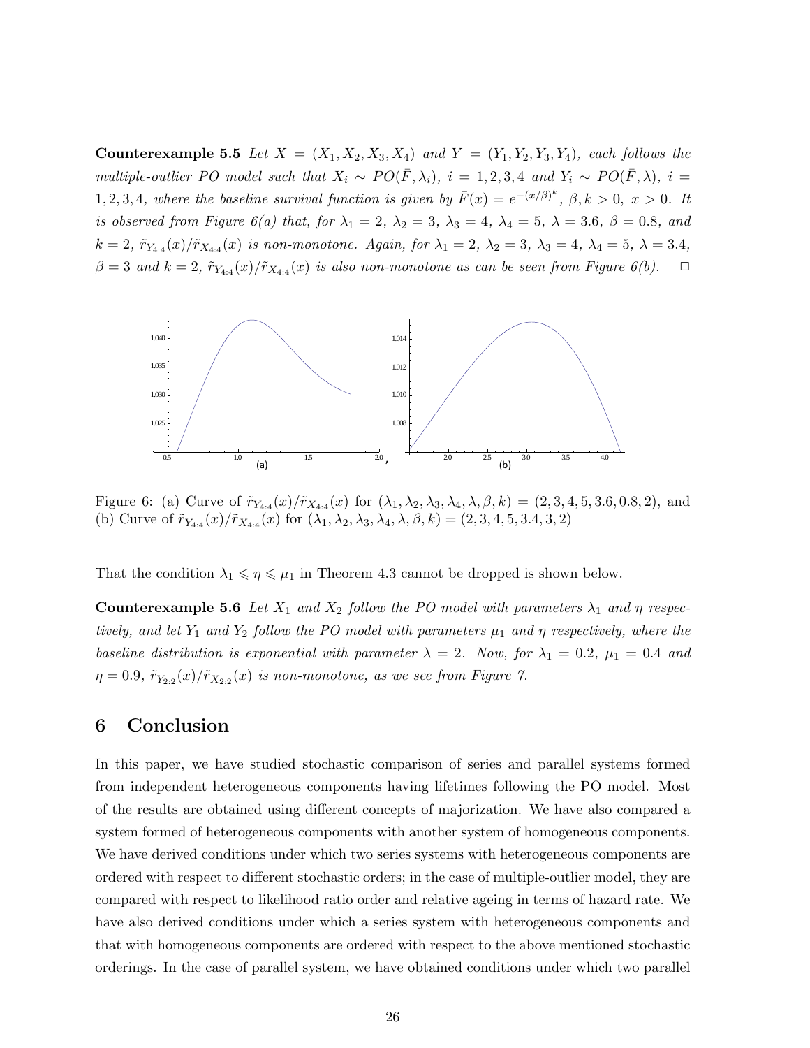**Counterexample 5.5** *Let $X = (X_1, X_2, X_3, X_4)$ and $Y = (Y_1, Y_2, Y_3, Y_4)$, each follows the multiple-outlier PO model such that $X_i \sim PO(\bar{F}, \lambda_i)$, $i = 1, 2, 3, 4$ and $Y_i \sim PO(\bar{F}, \lambda)$, $i = 1, 2, 3, 4$, where the baseline survival function is given by $\bar{F}(x) = e^{-(x/\beta)^k}$, $\beta, k > 0$, $x > 0$. It is observed from Figure 6(a) that, for $\lambda_1 = 2$, $\lambda_2 = 3$, $\lambda_3 = 4$, $\lambda_4 = 5$, $\lambda = 3.6$, $\beta = 0.8$, and $k = 2$, $\tilde{r}_{Y_{4:4}}(x)/\tilde{r}_{X_{4:4}}(x)$ is non-monotone. Again, for $\lambda_1 = 2$, $\lambda_2 = 3$, $\lambda_3 = 4$, $\lambda_4 = 5$, $\lambda = 3.4$, $\beta = 3$ and $k = 2$, $\tilde{r}_{Y_{4:4}}(x)/\tilde{r}_{X_{4:4}}(x)$ is also non-monotone as can be seen from Figure 6(b).* $\square$

Figure 6: (a) Curve of $\tilde{r}_{Y_{4:4}}(x)/\tilde{r}_{X_{4:4}}(x)$ for $(\lambda_1, \lambda_2, \lambda_3, \lambda_4, \lambda, \beta, k) = (2, 3, 4, 5, 3.6, 0.8, 2)$, and (b) Curve of $\tilde{r}_{Y_{4:4}}(x)/\tilde{r}_{X_{4:4}}(x)$ for $(\lambda_1, \lambda_2, \lambda_3, \lambda_4, \lambda, \beta, k) = (2, 3, 4, 5, 3.4, 3, 2)$

That the condition $\lambda_1 \leqslant \eta \leqslant \mu_1$ in Theorem 4.3 cannot be dropped is shown below.

**Counterexample 5.6** *Let $X_1$ and $X_2$ follow the PO model with parameters $\lambda_1$ and $\eta$ respectively, and let $Y_1$ and $Y_2$ follow the PO model with parameters $\mu_1$ and $\eta$ respectively, where the baseline distribution is exponential with parameter $\lambda = 2$. Now, for $\lambda_1 = 0.2$, $\mu_1 = 0.4$ and $\eta = 0.9$, $\tilde{r}_{Y_{2:2}}(x)/\tilde{r}_{X_{2:2}}(x)$ is non-monotone, as we see from Figure 7.*

# 6 Conclusion

In this paper, we have studied stochastic comparison of series and parallel systems formed from independent heterogeneous components having lifetimes following the PO model. Most of the results are obtained using different concepts of majorization. We have also compared a system formed of heterogeneous components with another system of homogeneous components. We have derived conditions under which two series systems with heterogeneous components are ordered with respect to different stochastic orders; in the case of multiple-outlier model, they are compared with respect to likelihood ratio order and relative ageing in terms of hazard rate. We have also derived conditions under which a series system with heterogeneous components and that with homogeneous components are ordered with respect to the above mentioned stochastic orderings. In the case of parallel system, we have obtained conditions under which two parallel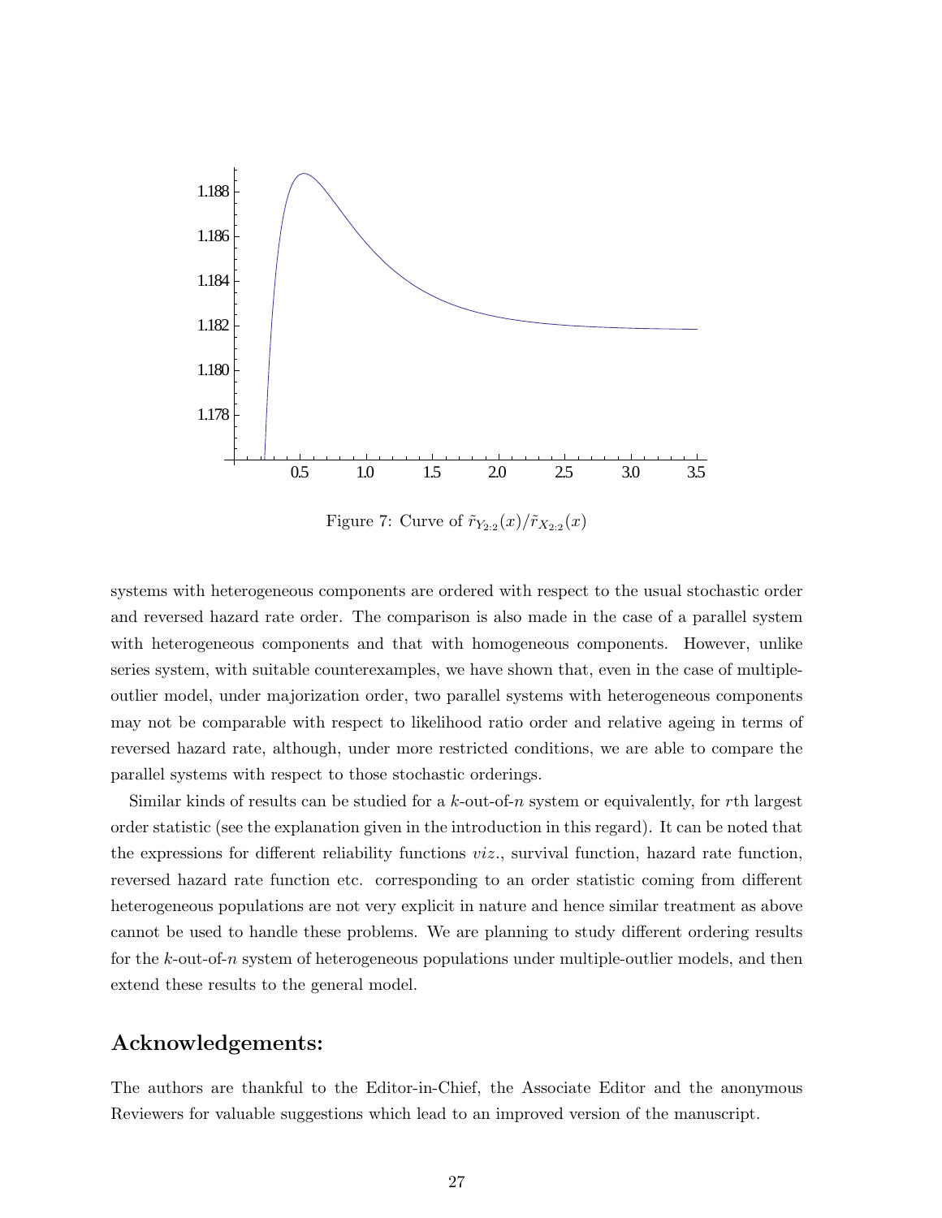Figure 7: Curve of $\tilde{r}_{Y_{2:2}}(x)/\tilde{r}_{X_{2:2}}(x)$

systems with heterogeneous components are ordered with respect to the usual stochastic order and reversed hazard rate order. The comparison is also made in the case of a parallel system with heterogeneous components and that with homogeneous components. However, unlike series system, with suitable counterexamples, we have shown that, even in the case of multiple-outlier model, under majorization order, two parallel systems with heterogeneous components may not be comparable with respect to likelihood ratio order and relative ageing in terms of reversed hazard rate, although, under more restricted conditions, we are able to compare the parallel systems with respect to those stochastic orderings.

Similar kinds of results can be studied for a $k$-out-of-$n$ system or equivalently, for $r$th largest order statistic (see the explanation given in the introduction in this regard). It can be noted that the expressions for different reliability functions *viz.*, survival function, hazard rate function, reversed hazard rate function etc. corresponding to an order statistic coming from different heterogeneous populations are not very explicit in nature and hence similar treatment as above cannot be used to handle these problems. We are planning to study different ordering results for the $k$-out-of-$n$ system of heterogeneous populations under multiple-outlier models, and then extend these results to the general model.

## Acknowledgements:

The authors are thankful to the Editor-in-Chief, the Associate Editor and the anonymous Reviewers for valuable suggestions which lead to an improved version of the manuscript.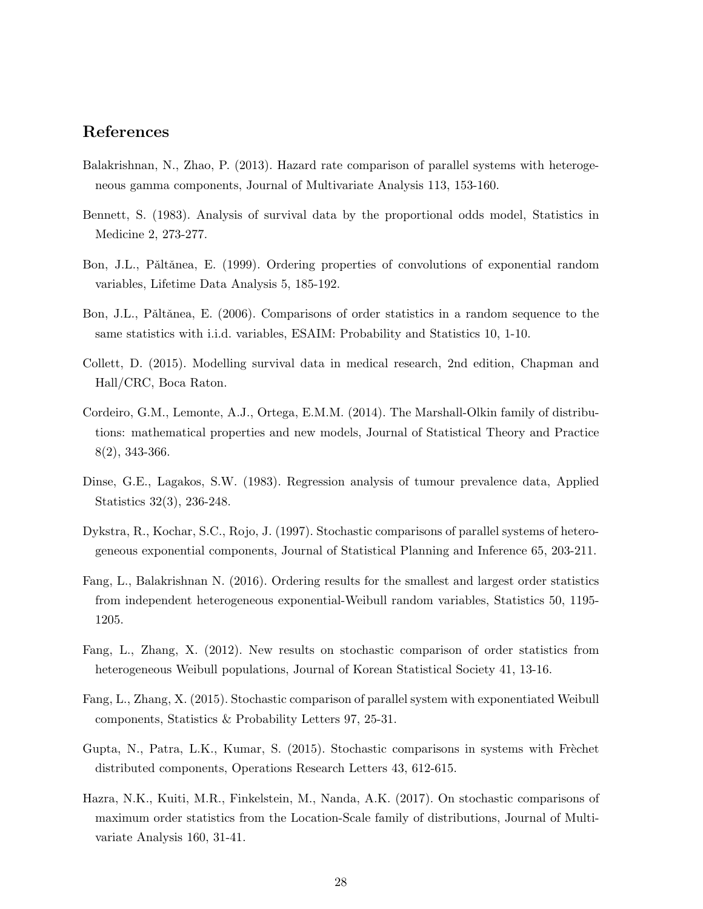## References

Balakrishnan, N., Zhao, P. (2013). Hazard rate comparison of parallel systems with heterogeneous gamma components, Journal of Multivariate Analysis 113, 153-160.

Bennett, S. (1983). Analysis of survival data by the proportional odds model, Statistics in Medicine 2, 273-277.

Bon, J.L., Păltănea, E. (1999). Ordering properties of convolutions of exponential random variables, Lifetime Data Analysis 5, 185-192.

Bon, J.L., Păltănea, E. (2006). Comparisons of order statistics in a random sequence to the same statistics with i.i.d. variables, ESAIM: Probability and Statistics 10, 1-10.

Collett, D. (2015). Modelling survival data in medical research, 2nd edition, Chapman and Hall/CRC, Boca Raton.

Cordeiro, G.M., Lemonte, A.J., Ortega, E.M.M. (2014). The Marshall-Olkin family of distributions: mathematical properties and new models, Journal of Statistical Theory and Practice 8(2), 343-366.

Dinse, G.E., Lagakos, S.W. (1983). Regression analysis of tumour prevalence data, Applied Statistics 32(3), 236-248.

Dykstra, R., Kochar, S.C., Rojo, J. (1997). Stochastic comparisons of parallel systems of heterogeneous exponential components, Journal of Statistical Planning and Inference 65, 203-211.

Fang, L., Balakrishnan N. (2016). Ordering results for the smallest and largest order statistics from independent heterogeneous exponential-Weibull random variables, Statistics 50, 1195-1205.

Fang, L., Zhang, X. (2012). New results on stochastic comparison of order statistics from heterogeneous Weibull populations, Journal of Korean Statistical Society 41, 13-16.

Fang, L., Zhang, X. (2015). Stochastic comparison of parallel system with exponentiated Weibull components, Statistics & Probability Letters 97, 25-31.

Gupta, N., Patra, L.K., Kumar, S. (2015). Stochastic comparisons in systems with Frèchet distributed components, Operations Research Letters 43, 612-615.

Hazra, N.K., Kuiti, M.R., Finkelstein, M., Nanda, A.K. (2017). On stochastic comparisons of maximum order statistics from the Location-Scale family of distributions, Journal of Multivariate Analysis 160, 31-41.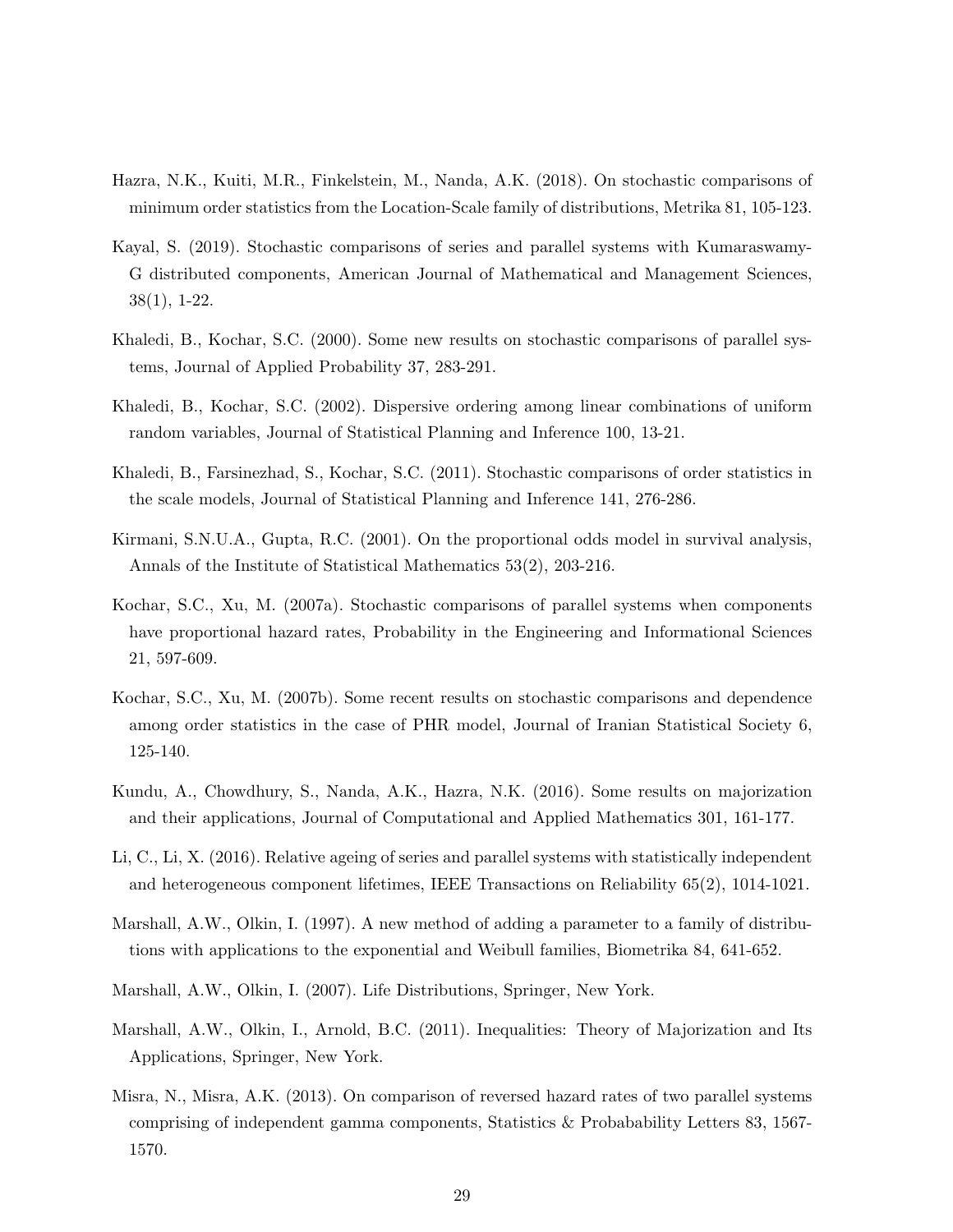Hazra, N.K., Kuiti, M.R., Finkelstein, M., Nanda, A.K. (2018). On stochastic comparisons of minimum order statistics from the Location-Scale family of distributions, Metrika 81, 105-123.

Kayal, S. (2019). Stochastic comparisons of series and parallel systems with Kumaraswamy-G distributed components, American Journal of Mathematical and Management Sciences, 38(1), 1-22.

Khaledi, B., Kochar, S.C. (2000). Some new results on stochastic comparisons of parallel systems, Journal of Applied Probability 37, 283-291.

Khaledi, B., Kochar, S.C. (2002). Dispersive ordering among linear combinations of uniform random variables, Journal of Statistical Planning and Inference 100, 13-21.

Khaledi, B., Farsinezhad, S., Kochar, S.C. (2011). Stochastic comparisons of order statistics in the scale models, Journal of Statistical Planning and Inference 141, 276-286.

Kirmani, S.N.U.A., Gupta, R.C. (2001). On the proportional odds model in survival analysis, Annals of the Institute of Statistical Mathematics 53(2), 203-216.

Kochar, S.C., Xu, M. (2007a). Stochastic comparisons of parallel systems when components have proportional hazard rates, Probability in the Engineering and Informational Sciences 21, 597-609.

Kochar, S.C., Xu, M. (2007b). Some recent results on stochastic comparisons and dependence among order statistics in the case of PHR model, Journal of Iranian Statistical Society 6, 125-140.

Kundu, A., Chowdhury, S., Nanda, A.K., Hazra, N.K. (2016). Some results on majorization and their applications, Journal of Computational and Applied Mathematics 301, 161-177.

Li, C., Li, X. (2016). Relative ageing of series and parallel systems with statistically independent and heterogeneous component lifetimes, IEEE Transactions on Reliability 65(2), 1014-1021.

Marshall, A.W., Olkin, I. (1997). A new method of adding a parameter to a family of distributions with applications to the exponential and Weibull families, Biometrika 84, 641-652.

Marshall, A.W., Olkin, I. (2007). Life Distributions, Springer, New York.

Marshall, A.W., Olkin, I., Arnold, B.C. (2011). Inequalities: Theory of Majorization and Its Applications, Springer, New York.

Misra, N., Misra, A.K. (2013). On comparison of reversed hazard rates of two parallel systems comprising of independent gamma components, Statistics & Probabability Letters 83, 1567-1570.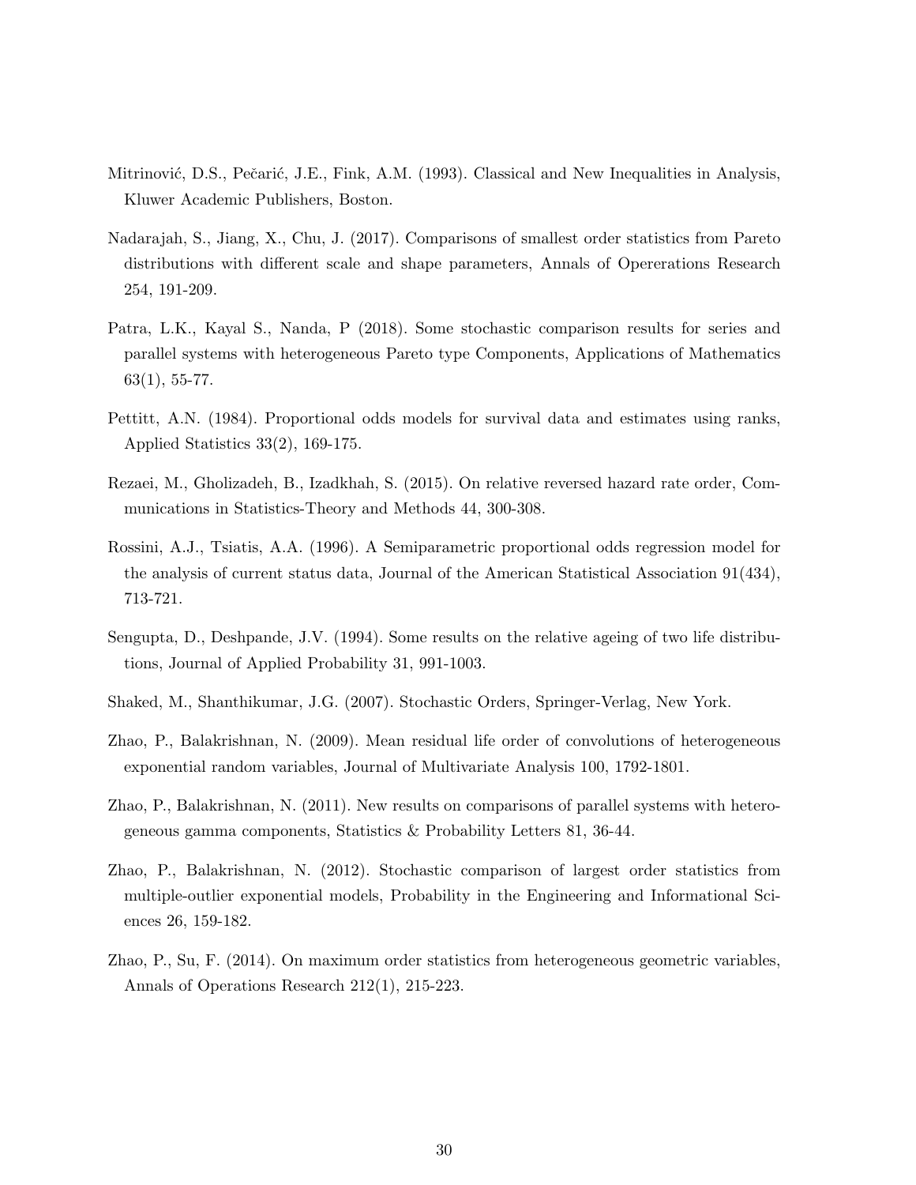Mitrinović, D.S., Pečarić, J.E., Fink, A.M. (1993). Classical and New Inequalities in Analysis, Kluwer Academic Publishers, Boston.

Nadarajah, S., Jiang, X., Chu, J. (2017). Comparisons of smallest order statistics from Pareto distributions with different scale and shape parameters, Annals of Opererations Research 254, 191-209.

Patra, L.K., Kayal S., Nanda, P (2018). Some stochastic comparison results for series and parallel systems with heterogeneous Pareto type Components, Applications of Mathematics 63(1), 55-77.

Pettitt, A.N. (1984). Proportional odds models for survival data and estimates using ranks, Applied Statistics 33(2), 169-175.

Rezaei, M., Gholizadeh, B., Izadkhah, S. (2015). On relative reversed hazard rate order, Communications in Statistics-Theory and Methods 44, 300-308.

Rossini, A.J., Tsiatis, A.A. (1996). A Semiparametric proportional odds regression model for the analysis of current status data, Journal of the American Statistical Association 91(434), 713-721.

Sengupta, D., Deshpande, J.V. (1994). Some results on the relative ageing of two life distributions, Journal of Applied Probability 31, 991-1003.

Shaked, M., Shanthikumar, J.G. (2007). Stochastic Orders, Springer-Verlag, New York.

Zhao, P., Balakrishnan, N. (2009). Mean residual life order of convolutions of heterogeneous exponential random variables, Journal of Multivariate Analysis 100, 1792-1801.

Zhao, P., Balakrishnan, N. (2011). New results on comparisons of parallel systems with heterogeneous gamma components, Statistics & Probability Letters 81, 36-44.

Zhao, P., Balakrishnan, N. (2012). Stochastic comparison of largest order statistics from multiple-outlier exponential models, Probability in the Engineering and Informational Sciences 26, 159-182.

Zhao, P., Su, F. (2014). On maximum order statistics from heterogeneous geometric variables, Annals of Operations Research 212(1), 215-223.